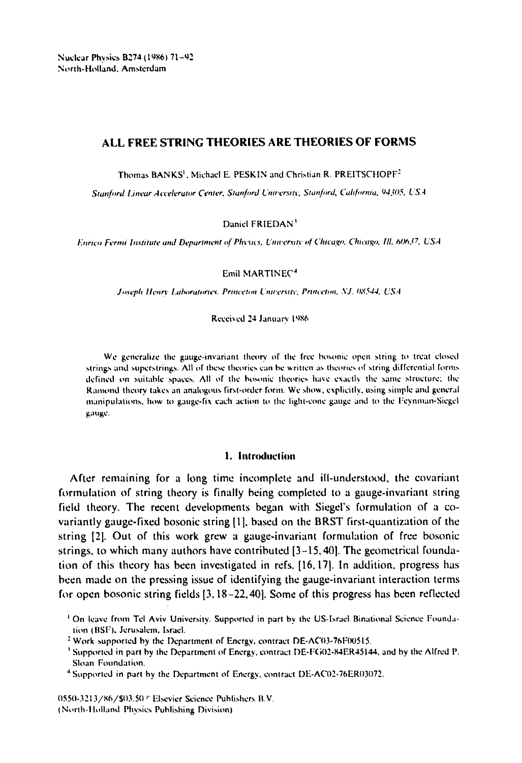Nuclear Physics B274 (1986) 71–92
North-Holland, Amsterdam

# ALL FREE STRING THEORIES ARE THEORIES OF FORMS

Thomas BANKS[1], Michael E. PESKIN and Christian R. PREITSCHOPF[2]

*Stanford Linear Accelerator Center, Stanford University, Stanford, California, 94305, USA*

Daniel FRIEDAN[3]

*Enrico Fermi Institute and Department of Physics, University of Chicago, Chicago, Ill. 60637, USA*

Emil MARTINEC[4]

*Joseph Henry Laboratories, Princeton University, Princeton, NJ. 08544, USA*

Received 24 January 1986

We generalize the gauge-invariant theory of the free bosonic open string to treat closed strings and superstrings. All of these theories can be written as theories of string differential forms defined on suitable spaces. All of the bosonic theories have exactly the same structure; the Ramond theory takes an analogous first-order form. We show, explicitly, using simple and general manipulations, how to gauge-fix each action to the light-cone gauge and to the Feynman-Siegel gauge.

## 1. Introduction

After remaining for a long time incomplete and ill-understood, the covariant formulation of string theory is finally being completed to a gauge-invariant string field theory. The recent developments began with Siegel's formulation of a covariantly gauge-fixed bosonic string [1], based on the BRST first-quantization of the string [2]. Out of this work grew a gauge-invariant formulation of free bosonic strings, to which many authors have contributed [3–15, 40]. The geometrical foundation of this theory has been investigated in refs. [16, 17]. In addition, progress has been made on the pressing issue of identifying the gauge-invariant interaction terms for open bosonic string fields [3, 18–22, 40]. Some of this progress has been reflected

[1] On leave from Tel Aviv University. Supported in part by the US-Israel Binational Science Foundation (BSF), Jerusalem, Israel.

[2] Work supported by the Department of Energy, contract DE-AC03-76F00515.

[3] Supported in part by the Department of Energy, contract DE-FG02-84ER45144, and by the Alfred P. Sloan Foundation.

[4] Supported in part by the Department of Energy, contract DE-AC02-76ER03072.

0550-3213/86/$03.50 © Elsevier Science Publishers B.V.
(North-Holland Physics Publishing Division)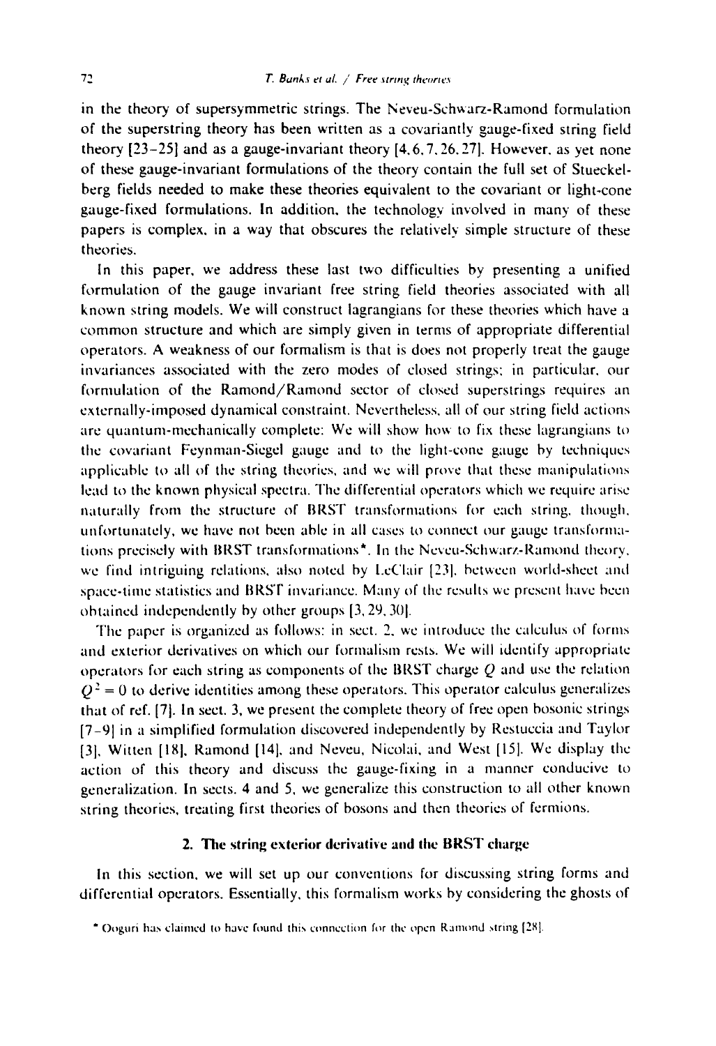in the theory of supersymmetric strings. The Neveu-Schwarz-Ramond formulation of the superstring theory has been written as a covariantly gauge-fixed string field theory [23–25] and as a gauge-invariant theory [4, 6, 7, 26, 27]. However, as yet none of these gauge-invariant formulations of the theory contain the full set of Stueckelberg fields needed to make these theories equivalent to the covariant or light-cone gauge-fixed formulations. In addition, the technology involved in many of these papers is complex, in a way that obscures the relatively simple structure of these theories.

In this paper, we address these last two difficulties by presenting a unified formulation of the gauge invariant free string field theories associated with all known string models. We will construct lagrangians for these theories which have a common structure and which are simply given in terms of appropriate differential operators. A weakness of our formalism is that is does not properly treat the gauge invariances associated with the zero modes of closed strings; in particular, our formulation of the Ramond/Ramond sector of closed superstrings requires an externally-imposed dynamical constraint. Nevertheless, all of our string field actions are quantum-mechanically complete: We will show how to fix these lagrangians to the covariant Feynman-Siegel gauge and to the light-cone gauge by techniques applicable to all of the string theories, and we will prove that these manipulations lead to the known physical spectra. The differential operators which we require arise naturally from the structure of BRST transformations for each string, though, unfortunately, we have not been able in all cases to connect our gauge transformations precisely with BRST transformations*. In the Neveu-Schwarz-Ramond theory, we find intriguing relations, also noted by LeClair [23], between world-sheet and space-time statistics and BRST invariance. Many of the results we present have been obtained independently by other groups [3, 29, 30].

The paper is organized as follows: in sect. 2, we introduce the calculus of forms and exterior derivatives on which our formalism rests. We will identify appropriate operators for each string as components of the BRST charge $Q$ and use the relation $Q^2 = 0$ to derive identities among these operators. This operator calculus generalizes that of ref. [7]. In sect. 3, we present the complete theory of free open bosonic strings [7–9] in a simplified formulation discovered independently by Restuccia and Taylor [3], Witten [18], Ramond [14], and Neveu, Nicolai, and West [15]. We display the action of this theory and discuss the gauge-fixing in a manner conducive to generalization. In sects. 4 and 5, we generalize this construction to all other known string theories, treating first theories of bosons and then theories of fermions.

## 2. The string exterior derivative and the BRST charge

In this section, we will set up our conventions for discussing string forms and differential operators. Essentially, this formalism works by considering the ghosts of

* Ooguri has claimed to have found this connection for the open Ramond string [28].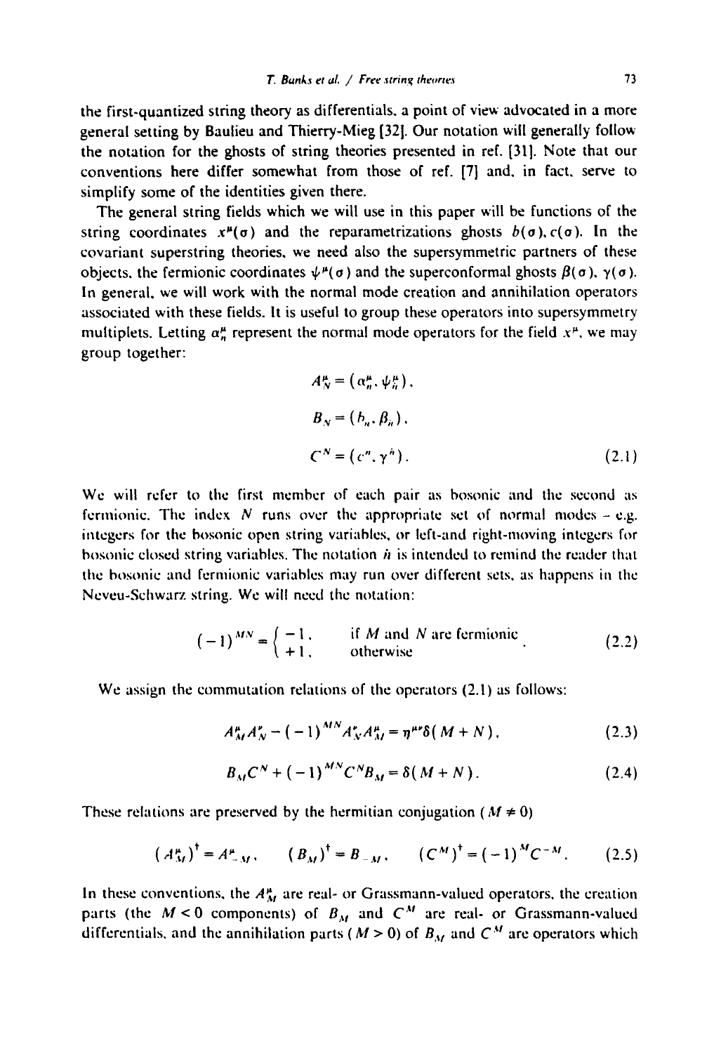the first-quantized string theory as differentials, a point of view advocated in a more general setting by Baulieu and Thierry-Mieg [32]. Our notation will generally follow the notation for the ghosts of string theories presented in ref. [31]. Note that our conventions here differ somewhat from those of ref. [7] and, in fact, serve to simplify some of the identities given there.

The general string fields which we will use in this paper will be functions of the string coordinates $x^\mu(\sigma)$ and the reparametrizations ghosts $b(\sigma), c(\sigma)$. In the covariant superstring theories, we need also the supersymmetric partners of these objects, the fermionic coordinates $\psi^\mu(\sigma)$ and the superconformal ghosts $\beta(\sigma), \gamma(\sigma)$. In general, we will work with the normal mode creation and annihilation operators associated with these fields. It is useful to group these operators into supersymmetry multiplets. Letting $\alpha_n^\mu$ represent the normal mode operators for the field $x^\mu$, we may group together:

$$
\begin{aligned}
A_N^\mu &= (\alpha_n^\mu, \psi_{\bar{n}}^\mu), \\
B_N &= (b_n, \beta_{\bar{n}}), \\
C^N &= (c^n, \gamma^{\bar{n}}).
\end{aligned}
\tag{2.1}
$$

We will refer to the first member of each pair as bosonic and the second as fermionic. The index $N$ runs over the appropriate set of normal modes - e.g. integers for the bosonic open string variables, or left-and right-moving integers for bosonic closed string variables. The notation $\bar{n}$ is intended to remind the reader that the bosonic and fermionic variables may run over different sets, as happens in the Neveu-Schwarz string. We will need the notation:

$$
(-1)^{MN} = \begin{cases} -1, & \text{if } M \text{ and } N \text{ are fermionic} \\ +1, & \text{otherwise} \end{cases}.
\tag{2.2}
$$

We assign the commutation relations of the operators (2.1) as follows:

$$
A_M^\mu A_N^\nu - (-1)^{MN} A_N^\nu A_M^\mu = \eta^{\mu\nu}\delta(M+N),
\tag{2.3}
$$

$$
B_M C^N + (-1)^{MN} C^N B_M = \delta(M+N).
\tag{2.4}
$$

These relations are preserved by the hermitian conjugation ($M \neq 0$)

$$
(A_M^\mu)^\dagger = A_{-M}^\mu, \qquad (B_M)^\dagger = B_{-M}, \qquad (C^M)^\dagger = (-1)^M C^{-M}.
\tag{2.5}
$$

In these conventions, the $A_M^\mu$ are real- or Grassmann-valued operators, the creation parts (the $M<0$ components) of $B_M$ and $C^M$ are real- or Grassmann-valued differentials, and the annihilation parts ($M>0$) of $B_M$ and $C^M$ are operators which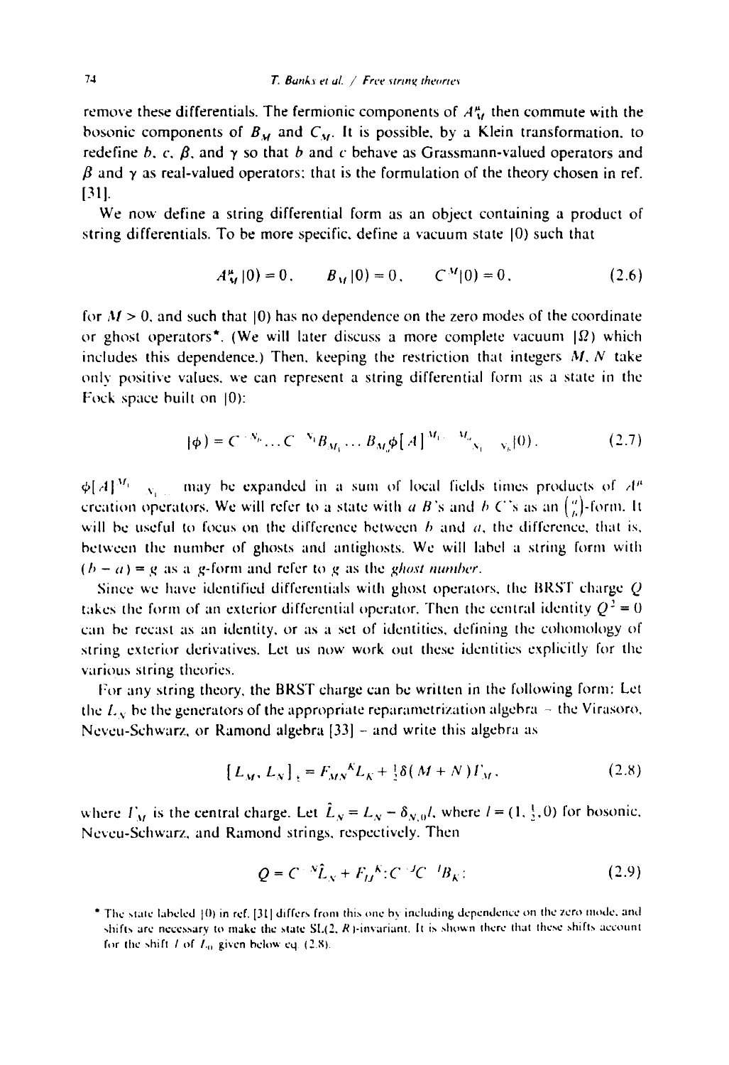remove these differentials. The fermionic components of $A^{\mu}_{M}$ then commute with the bosonic components of $B_M$ and $C_M$. It is possible, by a Klein transformation, to redefine $b$, $c$, $\beta$, and $\gamma$ so that $b$ and $c$ behave as Grassmann-valued operators and $\beta$ and $\gamma$ as real-valued operators; that is the formulation of the theory chosen in ref. [31].

We now define a string differential form as an object containing a product of string differentials. To be more specific, define a vacuum state $|0)$ such that

$$A^{\mu}_{M}|0) = 0, \qquad B_M|0) = 0, \qquad C^{M}|0) = 0, \tag{2.6}$$

for $M > 0$, and such that $|0)$ has no dependence on the zero modes of the coordinate or ghost operators*. (We will later discuss a more complete vacuum $|\Omega)$ which includes this dependence.) Then, keeping the restriction that integers $M$, $N$ take only positive values, we can represent a string differential form as a state in the Fock space built on $|0)$:

$$|\phi) = C^{-N_b} \dots C^{-N_1} B_{M_1} \dots B_{M_a} \phi[A]^{M_1 \dots M_a}{}_{N_1 \dots N_b}|0). \tag{2.7}$$

$\phi[A]^{M_1 \dots}{}_{N_1 \dots}$ may be expanded in a sum of local fields times products of $A^{\mu}$ creation operators. We will refer to a state with $a$ $B$'s and $b$ $C$'s as an $\binom{a}{b}$-form. It will be useful to focus on the difference between $b$ and $a$, the difference, that is, between the number of ghosts and antighosts. We will label a string form with $(b-a) = g$ as a $g$-form and refer to $g$ as the *ghost number*.

Since we have identified differentials with ghost operators, the BRST charge $Q$ takes the form of an exterior differential operator. Then the central identity $Q^2 = 0$ can be recast as an identity, or as a set of identities, defining the cohomology of string exterior derivatives. Let us now work out these identities explicitly for the various string theories.

For any string theory, the BRST charge can be written in the following form: Let the $L_N$ be the generators of the appropriate reparametrization algebra – the Virasoro, Neveu-Schwarz, or Ramond algebra [33] – and write this algebra as

$$[L_M, L_N]_{\pm} = F_{MN}{}^{K} L_K + \tfrac{1}{2}\delta(M+N)\Gamma_M, \tag{2.8}$$

where $\Gamma_M$ is the central charge. Let $\hat{L}_N = L_N - \delta_{N,0} l$, where $l = (1, \frac{1}{2}, 0)$ for bosonic, Neveu-Schwarz, and Ramond strings, respectively. Then

$$Q = C^{-N}\hat{L}_N + F_{IJ}{}^{K}{:}C^{-J}C^{-I}B_K{:} \tag{2.9}$$

\* The state labeled $|0)$ in ref. [31] differs from this one by including dependence on the zero mode, and shifts are necessary to make the state SL(2, $R$)-invariant. It is shown there that these shifts account for the shift $l$ of $L_0$ given below eq. (2.8).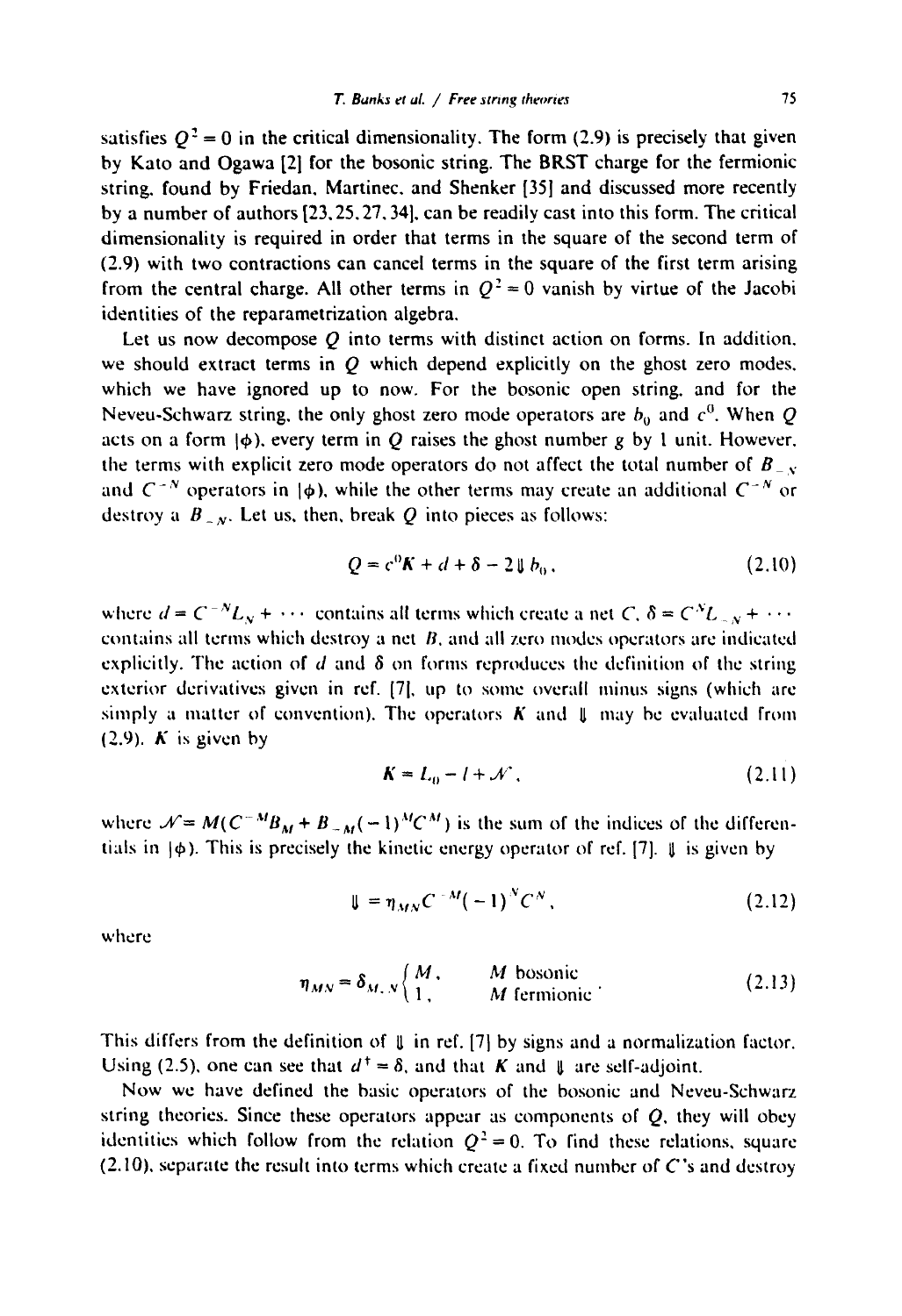satisfies $Q^2 = 0$ in the critical dimensionality. The form (2.9) is precisely that given by Kato and Ogawa [2] for the bosonic string. The BRST charge for the fermionic string, found by Friedan, Martinec, and Shenker [35] and discussed more recently by a number of authors [23, 25, 27, 34], can be readily cast into this form. The critical dimensionality is required in order that terms in the square of the second term of (2.9) with two contractions can cancel terms in the square of the first term arising from the central charge. All other terms in $Q^2 = 0$ vanish by virtue of the Jacobi identities of the reparametrization algebra.

Let us now decompose $Q$ into terms with distinct action on forms. In addition, we should extract terms in $Q$ which depend explicitly on the ghost zero modes, which we have ignored up to now. For the bosonic open string, and for the Neveu-Schwarz string, the only ghost zero mode operators are $b_0$ and $c^0$. When $Q$ acts on a form $|\phi\rangle$, every term in $Q$ raises the ghost number $g$ by 1 unit. However, the terms with explicit zero mode operators do not affect the total number of $B_{-N}$ and $C^{-N}$ operators in $|\phi\rangle$, while the other terms may create an additional $C^{-N}$ or destroy a $B_{-N}$. Let us, then, break $Q$ into pieces as follows:

$$Q = c^0 K + d + \delta - 2 \Downarrow b_0 , \tag{2.10}$$

where $d = C^{-N} L_N + \cdots$ contains all terms which create a net $C$, $\delta = C^N L_{-N} + \cdots$ contains all terms which destroy a net $B$, and all zero modes operators are indicated explicitly. The action of $d$ and $\delta$ on forms reproduces the definition of the string exterior derivatives given in ref. [7], up to some overall minus signs (which are simply a matter of convention). The operators $K$ and $\Downarrow$ may be evaluated from (2.9). $K$ is given by

$$K = L_0 - I + \mathcal{N} , \tag{2.11}$$

where $\mathcal{N} = M(C^{-M} B_M + B_{-M}(-1)^M C^M)$ is the sum of the indices of the differentials in $|\phi\rangle$. This is precisely the kinetic energy operator of ref. [7]. $\Downarrow$ is given by

$$\Downarrow = \eta_{MN} C^{-M} (-1)^N C^N , \tag{2.12}$$

where

$$\eta_{MN} = \delta_{M,N} \begin{cases} M , & M \text{ bosonic} \\ 1 , & M \text{ fermionic} \end{cases} . \tag{2.13}$$

This differs from the definition of $\Downarrow$ in ref. [7] by signs and a normalization factor. Using (2.5), one can see that $d^\dagger = \delta$, and that $K$ and $\Downarrow$ are self-adjoint.

Now we have defined the basic operators of the bosonic and Neveu-Schwarz string theories. Since these operators appear as components of $Q$, they will obey identities which follow from the relation $Q^2 = 0$. To find these relations, square (2.10), separate the result into terms which create a fixed number of $C$'s and destroy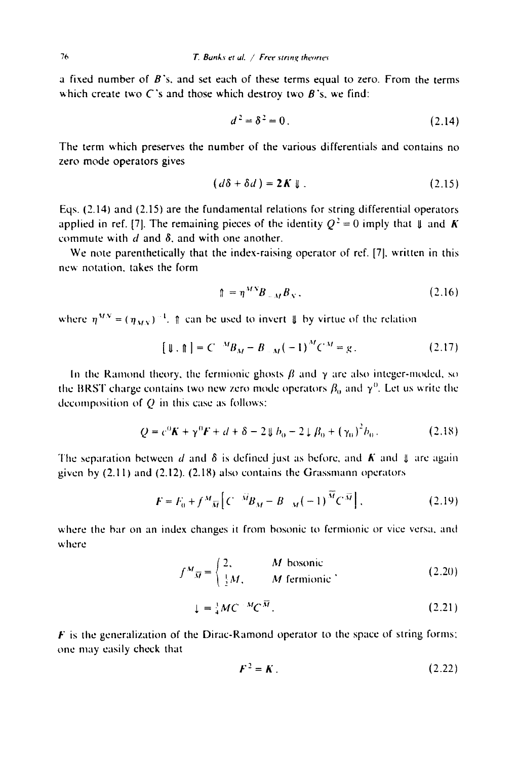a fixed number of $B$'s, and set each of these terms equal to zero. From the terms which create two $C$'s and those which destroy two $B$'s, we find:

$$d^2 = \delta^2 = 0. \tag{2.14}$$

The term which preserves the number of the various differentials and contains no zero mode operators gives

$$(d\delta + \delta d) = 2\boldsymbol{K} \Downarrow. \tag{2.15}$$

Eqs. (2.14) and (2.15) are the fundamental relations for string differential operators applied in ref. [7]. The remaining pieces of the identity $Q^2 = 0$ imply that $\Downarrow$ and $\boldsymbol{K}$ commute with $d$ and $\delta$, and with one another.

We note parenthetically that the index-raising operator of ref. [7], written in this new notation, takes the form

$$\Uparrow = \eta^{MN} B_{-M} B_N, \tag{2.16}$$

where $\eta^{MN} = (\eta_{MN})^{-1}$. $\Uparrow$ can be used to invert $\Downarrow$ by virtue of the relation

$$[\Downarrow, \Uparrow] = C^{-M} B_M - B_{-M}(-1)^M C^M = g. \tag{2.17}$$

In the Ramond theory, the fermionic ghosts $\beta$ and $\gamma$ are also integer-moded, so the BRST charge contains two new zero mode operators $\beta_0$ and $\gamma^0$. Let us write the decomposition of $Q$ in this case as follows:

$$Q = c^0 \boldsymbol{K} + \gamma^0 \boldsymbol{F} + d + \delta - 2 \Downarrow b_0 - 2 \downarrow \beta_0 + (\gamma_0)^2 b_0. \tag{2.18}$$

The separation between $d$ and $\delta$ is defined just as before, and $\boldsymbol{K}$ and $\Downarrow$ are again given by (2.11) and (2.12). (2.18) also contains the Grassmann operators

$$\boldsymbol{F} = F_0 + f^M{}_{\bar{M}} \left[ C^{-\bar{M}} B_M - B_{-M} (-1)^{\bar{M}} C^{\bar{M}} \right], \tag{2.19}$$

where the bar on an index changes it from bosonic to fermionic or vice versa, and where

$$f^M{}_{\bar{M}} = \begin{cases} 2, & M \text{ bosonic} \\ \frac{1}{2} M, & M \text{ fermionic} \end{cases}, \tag{2.20}$$

$$\downarrow = \tfrac{1}{4} M C^{-M} C^{\bar{M}}. \tag{2.21}$$

$\boldsymbol{F}$ is the generalization of the Dirac-Ramond operator to the space of string forms; one may easily check that

$$\boldsymbol{F}^2 = \boldsymbol{K}. \tag{2.22}$$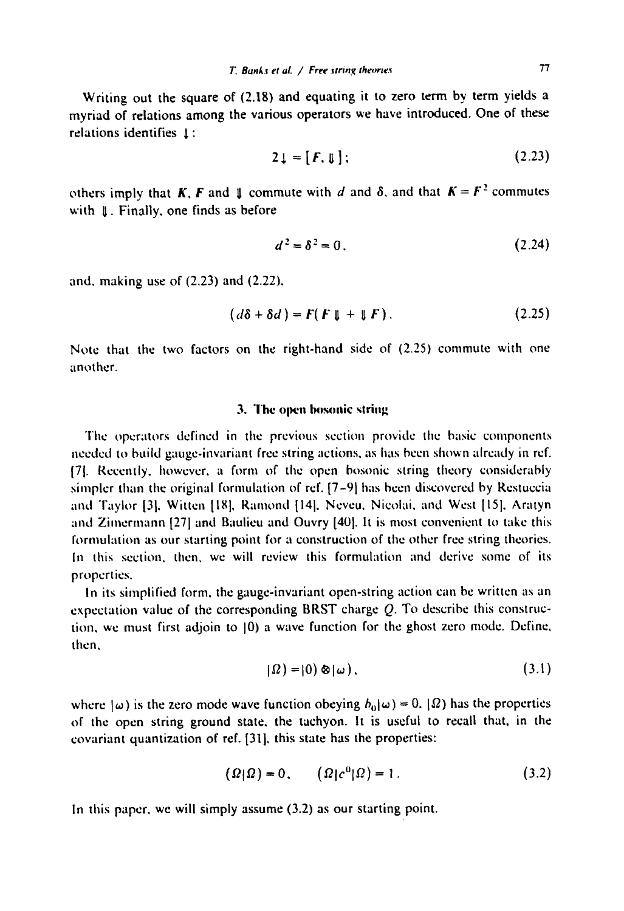Writing out the square of (2.18) and equating it to zero term by term yields a myriad of relations among the various operators we have introduced. One of these relations identifies $\downarrow$:

$$2\downarrow = [F, \Downarrow]; \tag{2.23}$$

others imply that $K$, $F$ and $\Downarrow$ commute with $d$ and $\delta$, and that $K = F^2$ commutes with $\Downarrow$. Finally, one finds as before

$$d^2 = \delta^2 = 0, \tag{2.24}$$

and, making use of (2.23) and (2.22),

$$(d\delta + \delta d) = F(F\Downarrow + \Downarrow F). \tag{2.25}$$

Note that the two factors on the right-hand side of (2.25) commute with one another.

## 3. The open bosonic string

The operators defined in the previous section provide the basic components needed to build gauge-invariant free string actions, as has been shown already in ref. [7]. Recently, however, a form of the open bosonic string theory considerably simpler than the original formulation of ref. [7-9] has been discovered by Restuccia and Taylor [3], Witten [18], Ramond [14], Neveu, Nicolai, and West [15], Aratyn and Zimermann [27] and Baulieu and Ouvry [40]. It is most convenient to take this formulation as our starting point for a construction of the other free string theories. In this section, then, we will review this formulation and derive some of its properties.

In its simplified form, the gauge-invariant open-string action can be written as an expectation value of the corresponding BRST charge $Q$. To describe this construction, we must first adjoin to $|0\rangle$ a wave function for the ghost zero mode. Define, then,

$$|\Omega\rangle = |0\rangle \otimes |\omega\rangle, \tag{3.1}$$

where $|\omega\rangle$ is the zero mode wave function obeying $b_0|\omega\rangle = 0$. $|\Omega\rangle$ has the properties of the open string ground state, the tachyon. It is useful to recall that, in the covariant quantization of ref. [31], this state has the properties:

$$(\Omega|\Omega) = 0, \qquad (\Omega|c^0|\Omega) = 1. \tag{3.2}$$

In this paper, we will simply assume (3.2) as our starting point.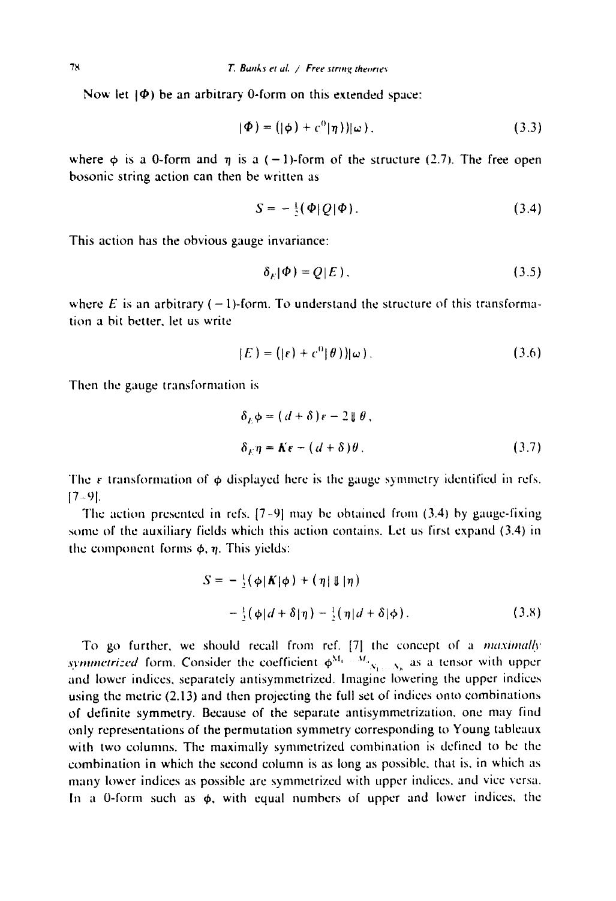Now let $|\Phi)$ be an arbitrary 0-form on this extended space:

$$|\Phi) = (|\phi) + c^0|\eta))|\omega), \tag{3.3}$$

where $\phi$ is a 0-form and $\eta$ is a $(-1)$-form of the structure (2.7). The free open bosonic string action can then be written as

$$S = -\tfrac{1}{2}(\Phi|Q|\Phi). \tag{3.4}$$

This action has the obvious gauge invariance:

$$\delta_E|\Phi) = Q|E), \tag{3.5}$$

where $E$ is an arbitrary $(-1)$-form. To understand the structure of this transformation a bit better, let us write

$$|E) = (|\varepsilon) + c^0|\theta))|\omega). \tag{3.6}$$

Then the gauge transformation is

$$\delta_E\phi = (d+\delta)\varepsilon - 2\Downarrow\theta,$$

$$\delta_E\eta = K\varepsilon - (d+\delta)\theta. \tag{3.7}$$

The $\varepsilon$ transformation of $\phi$ displayed here is the gauge symmetry identified in refs. [7–9].

The action presented in refs. [7–9] may be obtained from (3.4) by gauge-fixing some of the auxiliary fields which this action contains. Let us first expand (3.4) in the component forms $\phi, \eta$. This yields:

$$S = -\tfrac{1}{2}(\phi|K|\phi) + (\eta|\Downarrow|\eta)$$

$$-\tfrac{1}{2}(\phi|d+\delta|\eta) - \tfrac{1}{2}(\eta|d+\delta|\phi). \tag{3.8}$$

To go further, we should recall from ref. [7] the concept of a *maximally symmetrized* form. Consider the coefficient $\phi^{M_1 \cdots M_k}{}_{N_1 \cdots N_k}$ as a tensor with upper and lower indices, separately antisymmetrized. Imagine lowering the upper indices using the metric (2.13) and then projecting the full set of indices onto combinations of definite symmetry. Because of the separate antisymmetrization, one may find only representations of the permutation symmetry corresponding to Young tableaux with two columns. The maximally symmetrized combination is defined to be the combination in which the second column is as long as possible, that is, in which as many lower indices as possible are symmetrized with upper indices, and vice versa. In a 0-form such as $\phi$, with equal numbers of upper and lower indices, the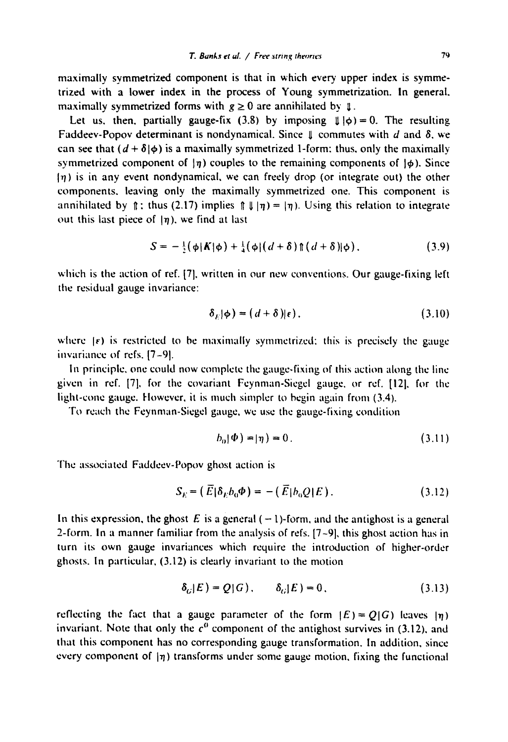maximally symmetrized component is that in which every upper index is symmetrized with a lower index in the process of Young symmetrization. In general, maximally symmetrized forms with $g \geq 0$ are annihilated by $\Downarrow$.

Let us, then, partially gauge-fix (3.8) by imposing $\Downarrow|\phi) = 0$. The resulting Faddeev-Popov determinant is nondynamical. Since $\Downarrow$ commutes with $d$ and $\delta$, we can see that $(d+\delta|\phi)$ is a maximally symmetrized 1-form; thus, only the maximally symmetrized component of $|\eta)$ couples to the remaining components of $|\phi)$. Since $|\eta)$ is in any event nondynamical, we can freely drop (or integrate out) the other components, leaving only the maximally symmetrized one. This component is annihilated by $\Uparrow$; thus (2.17) implies $\Uparrow\Downarrow|\eta) = |\eta)$. Using this relation to integrate out this last piece of $|\eta)$, we find at last

$$S = -\tfrac{1}{2}(\phi|K|\phi) + \tfrac{1}{4}(\phi|(d+\delta)\Uparrow(d+\delta)|\phi), \tag{3.9}$$

which is the action of ref. [7], written in our new conventions. Our gauge-fixing left the residual gauge invariance:

$$\delta_E|\phi) = (d+\delta)|\epsilon), \tag{3.10}$$

where $|\epsilon)$ is restricted to be maximally symmetrized; this is precisely the gauge invariance of refs. [7-9].

In principle, one could now complete the gauge-fixing of this action along the line given in ref. [7], for the covariant Feynman-Siegel gauge, or ref. [12], for the light-cone gauge. However, it is much simpler to begin again from (3.4).

To reach the Feynman-Siegel gauge, we use the gauge-fixing condition

$$b_0|\Phi) = |\eta) = 0. \tag{3.11}$$

The associated Faddeev-Popov ghost action is

$$S_E = (\bar{E}|\delta_E b_0\Phi) = -(\bar{E}|b_0 Q|E). \tag{3.12}$$

In this expression, the ghost $E$ is a general $(-1)$-form, and the antighost is a general 2-form. In a manner familiar from the analysis of refs. [7-9], this ghost action has in turn its own gauge invariances which require the introduction of higher-order ghosts. In particular, (3.12) is clearly invariant to the motion

$$\delta_G|E) = Q|G), \qquad \delta_G|\bar{E}) = 0, \tag{3.13}$$

reflecting the fact that a gauge parameter of the form $|E) = Q|G)$ leaves $|\eta)$ invariant. Note that only the $c^0$ component of the antighost survives in (3.12), and that this component has no corresponding gauge transformation. In addition, since every component of $|\eta)$ transforms under some gauge motion, fixing the functional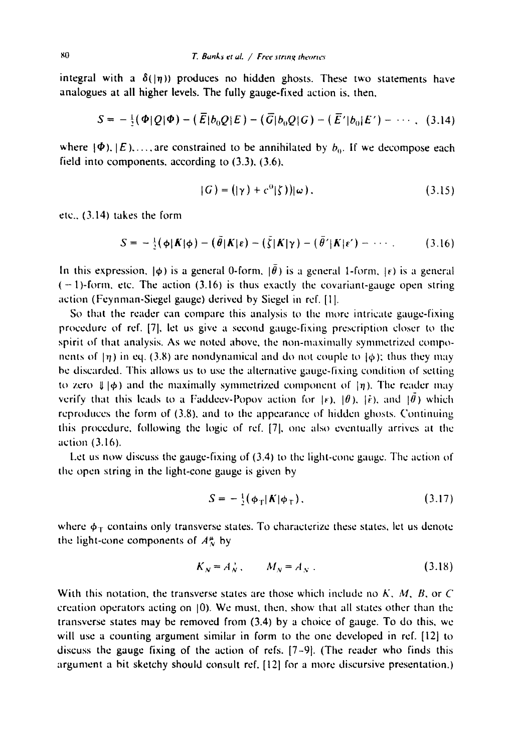integral with a $\delta(|\eta\rangle)$ produces no hidden ghosts. These two statements have analogues at all higher levels. The fully gauge-fixed action is, then,

$$S = -\tfrac{1}{2}(\Phi|Q|\Phi) - (\bar{E}|b_0 Q|E) - (\bar{G}|b_0 Q|G) - (\bar{E}'|b_0|E') - \cdots, \tag{3.14}$$

where $|\Phi), |E), \ldots,$ are constrained to be annihilated by $b_0$. If we decompose each field into components, according to (3.3), (3.6),

$$|G) = (|\gamma) + c^0|\zeta))|\omega), \tag{3.15}$$

etc., (3.14) takes the form

$$S = -\tfrac{1}{2}(\phi|K|\phi) - (\bar{\theta}|K|\varepsilon) - (\bar{\zeta}|K|\gamma) - (\bar{\theta}'|K|\varepsilon') - \cdots. \tag{3.16}$$

In this expression, $|\phi)$ is a general 0-form, $|\bar{\theta})$ is a general 1-form, $|\varepsilon)$ is a general $(-1)$-form, etc. The action (3.16) is thus exactly the covariant-gauge open string action (Feynman-Siegel gauge) derived by Siegel in ref. [1].

So that the reader can compare this analysis to the more intricate gauge-fixing procedure of ref. [7], let us give a second gauge-fixing prescription closer to the spirit of that analysis. As we noted above, the non-maximally symmetrized components of $|\eta)$ in eq. (3.8) are nondynamical and do not couple to $|\phi)$; thus they may be discarded. This allows us to use the alternative gauge-fixing condition of setting to zero $\Downarrow|\phi)$ and the maximally symmetrized component of $|\eta)$. The reader may verify that this leads to a Faddeev-Popov action for $|\varepsilon)$, $|\theta)$, $|\bar{\varepsilon})$, and $|\bar{\theta})$ which reproduces the form of (3.8), and to the appearance of hidden ghosts. Continuing this procedure, following the logic of ref. [7], one also eventually arrives at the action (3.16).

Let us now discuss the gauge-fixing of (3.4) to the light-cone gauge. The action of the open string in the light-cone gauge is given by

$$S = -\tfrac{1}{2}(\phi_{\mathrm{T}}|K|\phi_{\mathrm{T}}), \tag{3.17}$$

where $\phi_{\mathrm{T}}$ contains only transverse states. To characterize these states, let us denote the light-cone components of $A_N^{\mu}$ by

$$K_N = A_N^{+}, \qquad M_N = A_N^{-}. \tag{3.18}$$

With this notation, the transverse states are those which include no $K$, $M$, $B$, or $C$ creation operators acting on $|0)$. We must, then, show that all states other than the transverse states may be removed from (3.4) by a choice of gauge. To do this, we will use a counting argument similar in form to the one developed in ref. [12] to discuss the gauge fixing of the action of refs. [7–9]. (The reader who finds this argument a bit sketchy should consult ref. [12] for a more discursive presentation.)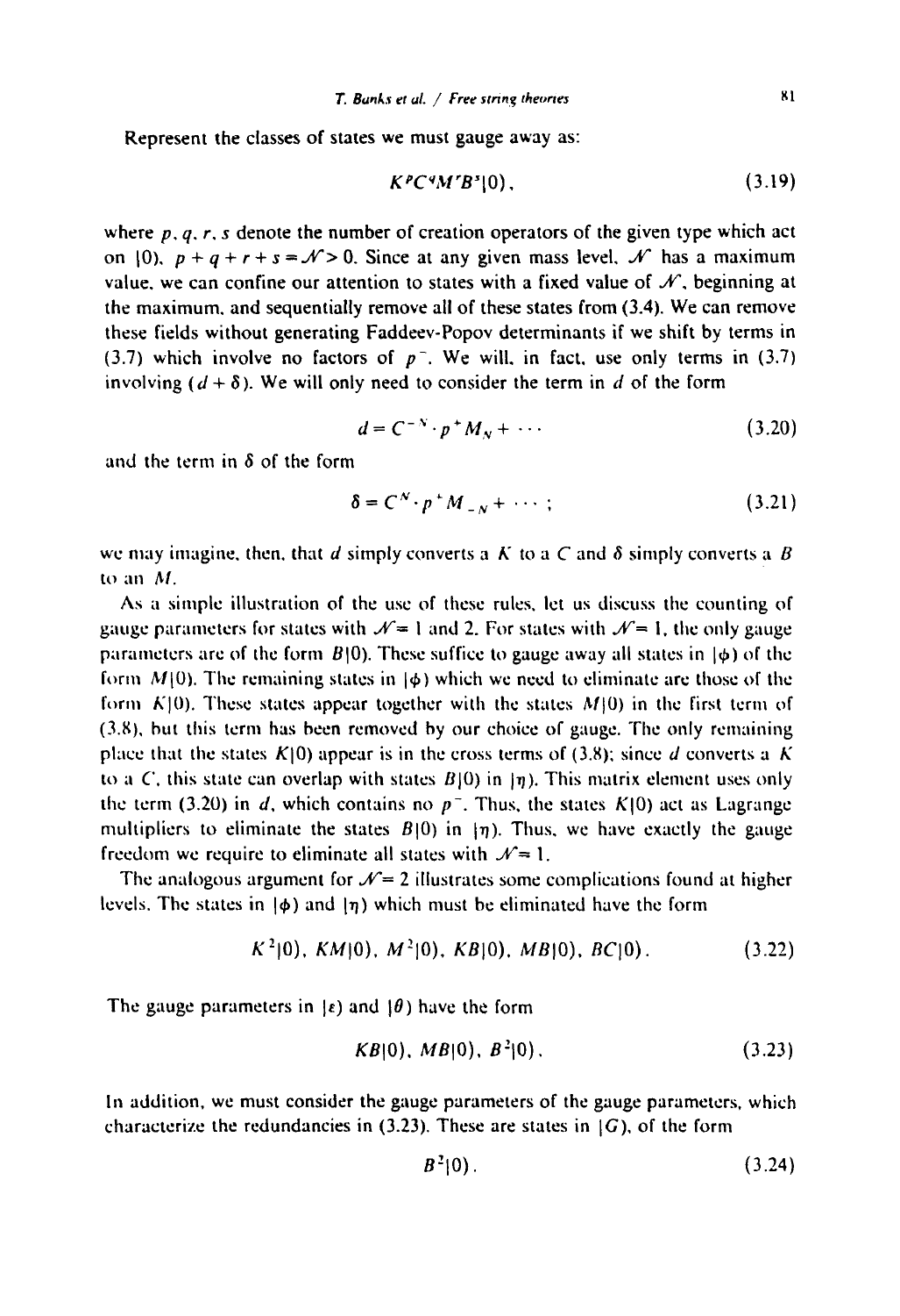Represent the classes of states we must gauge away as:

$$K^pC^qM^rB^s|0\rangle\,, \tag{3.19}$$

where $p, q, r, s$ denote the number of creation operators of the given type which act on $|0\rangle$, $p+q+r+s=\mathcal{N}>0$. Since at any given mass level, $\mathcal{N}$ has a maximum value, we can confine our attention to states with a fixed value of $\mathcal{N}$, beginning at the maximum, and sequentially remove all of these states from (3.4). We can remove these fields without generating Faddeev-Popov determinants if we shift by terms in (3.7) which involve no factors of $p^-$. We will, in fact, use only terms in (3.7) involving $(d+\delta)$. We will only need to consider the term in $d$ of the form

$$d = C^{-N}\cdot p^+M_N + \cdots \tag{3.20}$$

and the term in $\delta$ of the form

$$\delta = C^N\cdot p^+M_{-N} + \cdots\,; \tag{3.21}$$

we may imagine, then, that $d$ simply converts a $K$ to a $C$ and $\delta$ simply converts a $B$ to an $M$.

As a simple illustration of the use of these rules, let us discuss the counting of gauge parameters for states with $\mathcal{N}=1$ and 2. For states with $\mathcal{N}=1$, the only gauge parameters are of the form $B|0\rangle$. These suffice to gauge away all states in $|\phi\rangle$ of the form $M|0\rangle$. The remaining states in $|\phi\rangle$ which we need to eliminate are those of the form $K|0\rangle$. These states appear together with the states $M|0\rangle$ in the first term of (3.8), but this term has been removed by our choice of gauge. The only remaining place that the states $K|0\rangle$ appear is in the cross terms of (3.8); since $d$ converts a $K$ to a $C$, this state can overlap with states $B|0\rangle$ in $|\eta\rangle$. This matrix element uses only the term (3.20) in $d$, which contains no $p^-$. Thus, the states $K|0\rangle$ act as Lagrange multipliers to eliminate the states $B|0\rangle$ in $|\eta\rangle$. Thus, we have exactly the gauge freedom we require to eliminate all states with $\mathcal{N}=1$.

The analogous argument for $\mathcal{N}=2$ illustrates some complications found at higher levels. The states in $|\phi\rangle$ and $|\eta\rangle$ which must be eliminated have the form

$$K^2|0\rangle,\ KM|0\rangle,\ M^2|0\rangle,\ KB|0\rangle,\ MB|0\rangle,\ BC|0\rangle\,. \tag{3.22}$$

The gauge parameters in $|\varepsilon\rangle$ and $|\theta\rangle$ have the form

$$KB|0\rangle,\ MB|0\rangle,\ B^2|0\rangle\,. \tag{3.23}$$

In addition, we must consider the gauge parameters of the gauge parameters, which characterize the redundancies in (3.23). These are states in $|G\rangle$, of the form

$$B^2|0\rangle\,. \tag{3.24}$$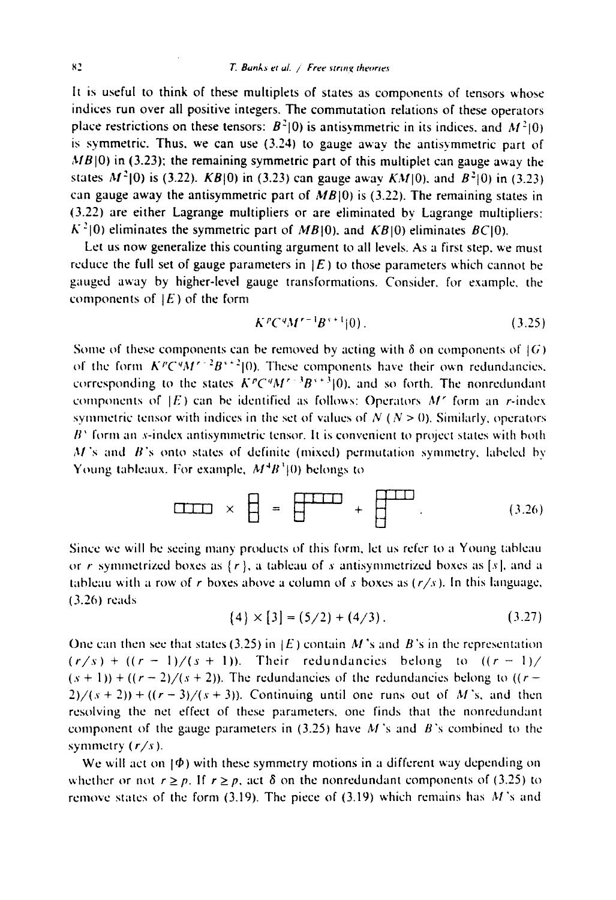It is useful to think of these multiplets of states as components of tensors whose indices run over all positive integers. The commutation relations of these operators place restrictions on these tensors: $B^2|0)$ is antisymmetric in its indices, and $M^2|0)$ is symmetric. Thus, we can use (3.24) to gauge away the antisymmetric part of $MB|0)$ in (3.23); the remaining symmetric part of this multiplet can gauge away the states $M^2|0)$ is (3.22). $KB|0)$ in (3.23) can gauge away $KM|0)$, and $B^2|0)$ in (3.23) can gauge away the antisymmetric part of $MB|0)$ is (3.22). The remaining states in (3.22) are either Lagrange multipliers or are eliminated by Lagrange multipliers: $K^2|0)$ eliminates the symmetric part of $MB|0)$, and $KB|0)$ eliminates $BC|0)$.

Let us now generalize this counting argument to all levels. As a first step, we must reduce the full set of gauge parameters in $|E)$ to those parameters which cannot be gauged away by higher-level gauge transformations. Consider, for example, the components of $|E)$ of the form

$$K^pC^qM^{r-1}B^{s+1}|0) . \tag{3.25}$$

Some of these components can be removed by acting with $\delta$ on components of $|G)$ of the form $K^pC^qM^{r-2}B^{s+2}|0)$. These components have their own redundancies, corresponding to the states $K^pC^qM^{r-3}B^{s+3}|0)$, and so forth. The nonredundant components of $|E)$ can be identified as follows: Operators $M^r$ form an $r$-index symmetric tensor with indices in the set of values of $N$ ($N>0$). Similarly, operators $B^s$ form an $s$-index antisymmetric tensor. It is convenient to project states with both $M$'s and $B$'s onto states of definite (mixed) permutation symmetry, labeled by Young tableaux. For example, $M^4B^3|0)$ belongs to

$$\square\!\square\!\square\!\square \times \begin{smallmatrix}\square\\\square\\\square\end{smallmatrix} = \begin{smallmatrix}\square\square\square\square\square\\\square\\\square\end{smallmatrix} + \begin{smallmatrix}\square\square\square\square\\\square\\\square\\\square\end{smallmatrix} . \tag{3.26}$$

Since we will be seeing many products of this form, let us refer to a Young tableau or $r$ symmetrized boxes as $\{r\}$, a tableau of $s$ antisymmetrized boxes as $[s]$, and a tableau with a row of $r$ boxes above a column of $s$ boxes as $(r/s)$. In this language, (3.26) reads

$$\{4\}\times[3]=(5/2)+(4/3) . \tag{3.27}$$

One can then see that states (3.25) in $|E)$ contain $M$'s and $B$'s in the representation $(r/s)+((r-1)/(s+1))$. Their redundancies belong to $((r-1)/(s+1))+((r-2)/(s+2))$. The redundancies of the redundancies belong to $((r-2)/(s+2))+((r-3)/(s+3))$. Continuing until one runs out of $M$'s, and then resolving the net effect of these parameters, one finds that the nonredundant component of the gauge parameters in (3.25) have $M$'s and $B$'s combined to the symmetry $(r/s)$.

We will act on $|\Phi)$ with these symmetry motions in a different way depending on whether or not $r\geq p$. If $r\geq p$, act $\delta$ on the nonredundant components of (3.25) to remove states of the form (3.19). The piece of (3.19) which remains has $M$'s and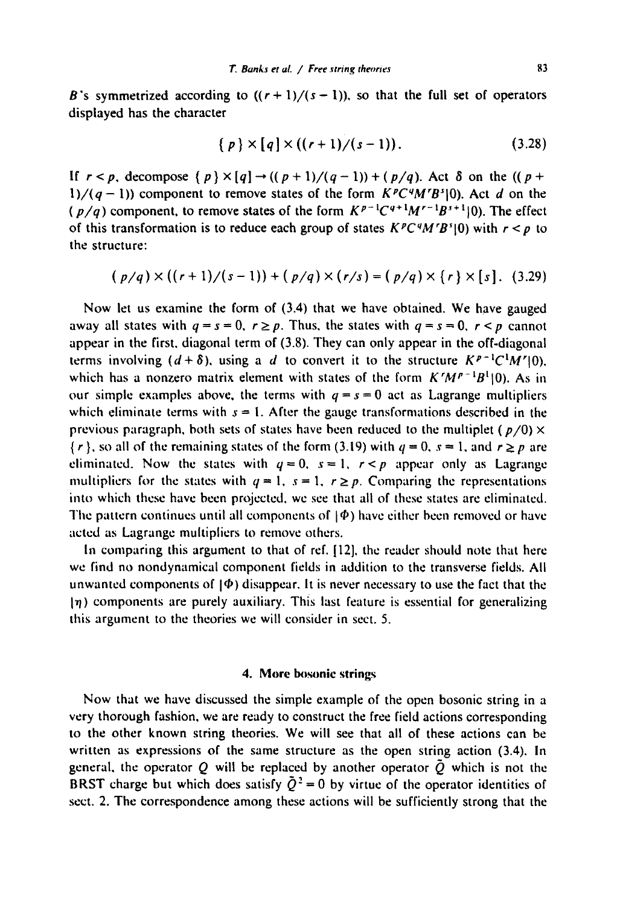$B$'s symmetrized according to $((r+1)/(s-1))$, so that the full set of operators displayed has the character

$$\{p\} \times [q] \times ((r+1)/(s-1)). \tag{3.28}$$

If $r < p$, decompose $\{p\} \times [q] \to ((p+1)/(q-1)) + (p/q)$. Act $\delta$ on the $((p+1)/(q-1))$ component to remove states of the form $K^p C^q M^r B^s|0\rangle$. Act $d$ on the $(p/q)$ component, to remove states of the form $K^{p-1}C^{q+1}M^{r-1}B^{s+1}|0\rangle$. The effect of this transformation is to reduce each group of states $K^p C^q M^r B^s|0\rangle$ with $r < p$ to the structure:

$$(p/q) \times ((r+1)/(s-1)) + (p/q) \times (r/s) = (p/q) \times \{r\} \times [s]. \tag{3.29}$$

Now let us examine the form of (3.4) that we have obtained. We have gauged away all states with $q = s = 0$, $r \geq p$. Thus, the states with $q = s = 0$, $r < p$ cannot appear in the first, diagonal term of (3.8). They can only appear in the off-diagonal terms involving $(d + \delta)$, using a $d$ to convert it to the structure $K^{p-1}C^1 M^r|0\rangle$, which has a nonzero matrix element with states of the form $K^r M^{p-1} B^1|0\rangle$. As in our simple examples above, the terms with $q = s = 0$ act as Lagrange multipliers which eliminate terms with $s = 1$. After the gauge transformations described in the previous paragraph, both sets of states have been reduced to the multiplet $(p/0) \times \{r\}$, so all of the remaining states of the form (3.19) with $q = 0$, $s = 1$, and $r \geq p$ are eliminated. Now the states with $q = 0$, $s = 1$, $r < p$ appear only as Lagrange multipliers for the states with $q = 1$, $s = 1$, $r \geq p$. Comparing the representations into which these have been projected, we see that all of these states are eliminated. The pattern continues until all components of $|\Phi\rangle$ have either been removed or have acted as Lagrange multipliers to remove others.

In comparing this argument to that of ref. [12], the reader should note that here we find no nondynamical component fields in addition to the transverse fields. All unwanted components of $|\Phi\rangle$ disappear. It is never necessary to use the fact that the $|\eta\rangle$ components are purely auxiliary. This last feature is essential for generalizing this argument to the theories we will consider in sect. 5.

## 4. More bosonic strings

Now that we have discussed the simple example of the open bosonic string in a very thorough fashion, we are ready to construct the free field actions corresponding to the other known string theories. We will see that all of these actions can be written as expressions of the same structure as the open string action (3.4). In general, the operator $Q$ will be replaced by another operator $\tilde{Q}$ which is not the BRST charge but which does satisfy $\tilde{Q}^2 = 0$ by virtue of the operator identities of sect. 2. The correspondence among these actions will be sufficiently strong that the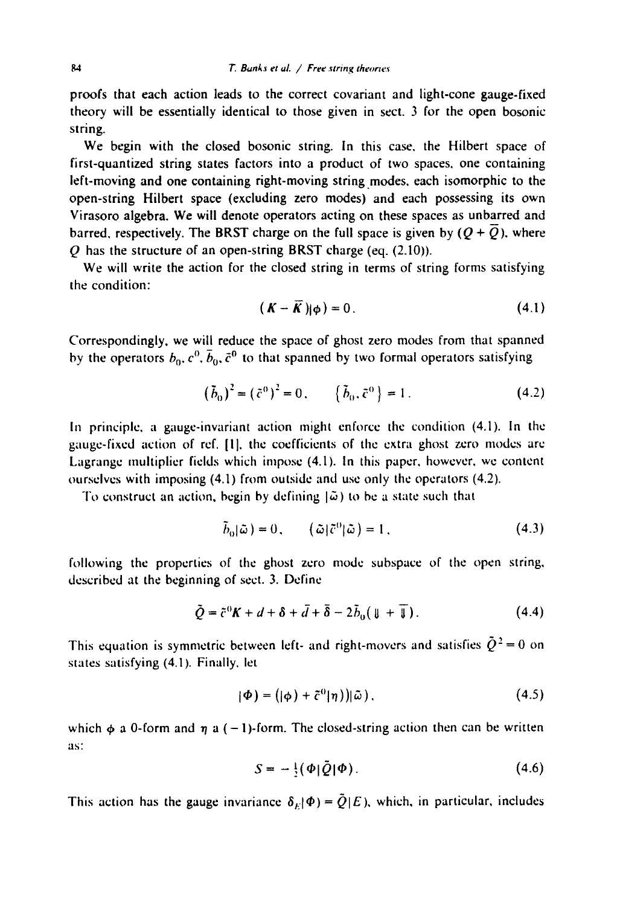proofs that each action leads to the correct covariant and light-cone gauge-fixed theory will be essentially identical to those given in sect. 3 for the open bosonic string.

We begin with the closed bosonic string. In this case, the Hilbert space of first-quantized string states factors into a product of two spaces, one containing left-moving and one containing right-moving string modes, each isomorphic to the open-string Hilbert space (excluding zero modes) and each possessing its own Virasoro algebra. We will denote operators acting on these spaces as unbarred and barred, respectively. The BRST charge on the full space is given by $(Q + \bar{Q})$, where $Q$ has the structure of an open-string BRST charge (eq. (2.10)).

We will write the action for the closed string in terms of string forms satisfying the condition:

$$(K - \bar{K})|\phi) = 0. \tag{4.1}$$

Correspondingly, we will reduce the space of ghost zero modes from that spanned by the operators $b_0, c^0, \bar{b}_0, \bar{c}^0$ to that spanned by two formal operators satisfying

$$(\tilde{b}_0)^2 = (\tilde{c}^0)^2 = 0, \qquad \{\tilde{b}_0, \tilde{c}^0\} = 1. \tag{4.2}$$

In principle, a gauge-invariant action might enforce the condition (4.1). In the gauge-fixed action of ref. [1], the coefficients of the extra ghost zero modes are Lagrange multiplier fields which impose (4.1). In this paper, however, we content ourselves with imposing (4.1) from outside and use only the operators (4.2).

To construct an action, begin by defining $|\tilde{\omega})$ to be a state such that

$$\tilde{b}_0|\tilde{\omega}) = 0, \qquad (\tilde{\omega}|\tilde{c}^0|\tilde{\omega}) = 1, \tag{4.3}$$

following the properties of the ghost zero mode subspace of the open string, described at the beginning of sect. 3. Define

$$\tilde{Q} = \tilde{c}^0 K + d + \delta + \bar{d} + \bar{\delta} - 2\tilde{b}_0(\Downarrow + \bar{\Downarrow}). \tag{4.4}$$

This equation is symmetric between left- and right-movers and satisfies $\tilde{Q}^2 = 0$ on states satisfying (4.1). Finally, let

$$|\Phi) = (|\phi) + \tilde{c}^0|\eta))|\tilde{\omega}), \tag{4.5}$$

which $\phi$ a 0-form and $\eta$ a $(-1)$-form. The closed-string action then can be written as:

$$S = -\tfrac{1}{2}(\Phi|\tilde{Q}|\Phi). \tag{4.6}$$

This action has the gauge invariance $\delta_E|\Phi) = \tilde{Q}|E)$, which, in particular, includes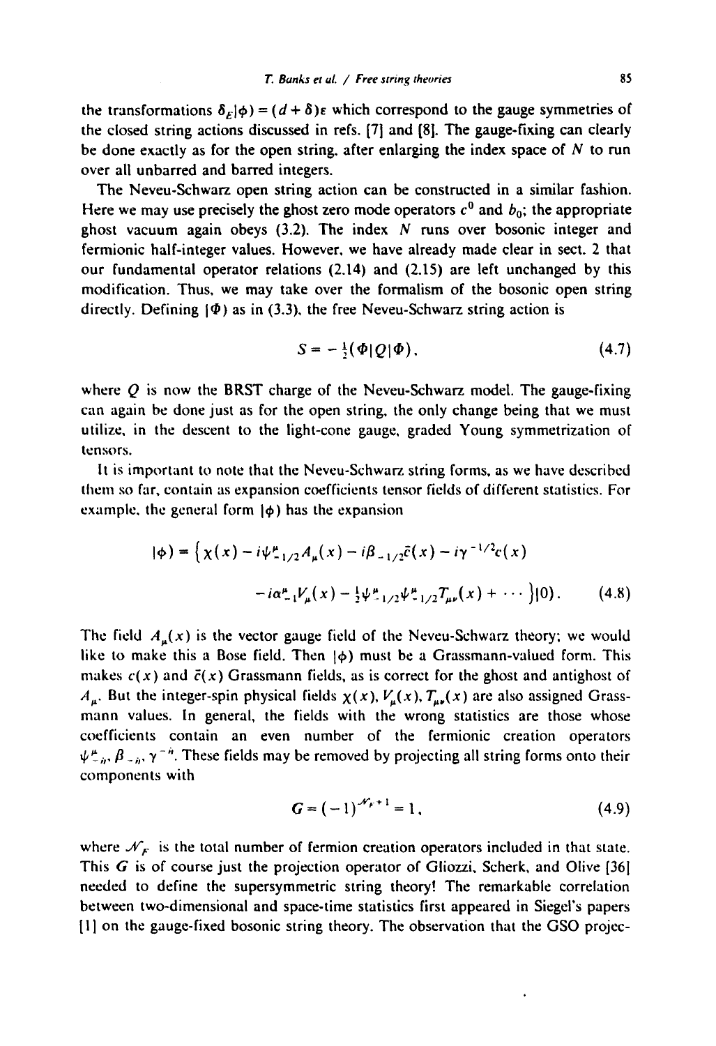the transformations $\delta_E|\phi) = (d+\delta)\varepsilon$ which correspond to the gauge symmetries of the closed string actions discussed in refs. [7] and [8]. The gauge-fixing can clearly be done exactly as for the open string, after enlarging the index space of $N$ to run over all unbarred and barred integers.

The Neveu-Schwarz open string action can be constructed in a similar fashion. Here we may use precisely the ghost zero mode operators $c^0$ and $b_0$; the appropriate ghost vacuum again obeys (3.2). The index $N$ runs over bosonic integer and fermionic half-integer values. However, we have already made clear in sect. 2 that our fundamental operator relations (2.14) and (2.15) are left unchanged by this modification. Thus, we may take over the formalism of the bosonic open string directly. Defining $|\Phi)$ as in (3.3), the free Neveu-Schwarz string action is

$$S = -\tfrac{1}{2}(\Phi|Q|\Phi), \tag{4.7}$$

where $Q$ is now the BRST charge of the Neveu-Schwarz model. The gauge-fixing can again be done just as for the open string, the only change being that we must utilize, in the descent to the light-cone gauge, graded Young symmetrization of tensors.

It is important to note that the Neveu-Schwarz string forms, as we have described them so far, contain as expansion coefficients tensor fields of different statistics. For example, the general form $|\phi)$ has the expansion

$$|\phi) = \big\{\chi(x) - i\psi^{\mu}_{-1/2}A_\mu(x) - i\beta_{-1/2}\bar{c}(x) - i\gamma^{-1/2}c(x) - i\alpha^{\mu}_{-1}V_\mu(x) - \tfrac{1}{2}\psi^{\mu}_{-1/2}\psi^{\nu}_{-1/2}T_{\mu\nu}(x) + \cdots\big\}|0). \tag{4.8}$$

The field $A_\mu(x)$ is the vector gauge field of the Neveu-Schwarz theory; we would like to make this a Bose field. Then $|\phi)$ must be a Grassmann-valued form. This makes $c(x)$ and $\bar{c}(x)$ Grassmann fields, as is correct for the ghost and antighost of $A_\mu$. But the integer-spin physical fields $\chi(x)$, $V_\mu(x)$, $T_{\mu\nu}(x)$ are also assigned Grassmann values. In general, the fields with the wrong statistics are those whose coefficients contain an even number of the fermionic creation operators $\psi^{\mu}_{-n}$, $\beta_{-n}$, $\gamma^{-n}$. These fields may be removed by projecting all string forms onto their components with

$$G = (-1)^{\mathcal{N}_F+1} = 1, \tag{4.9}$$

where $\mathcal{N}_F$ is the total number of fermion creation operators included in that state. This $G$ is of course just the projection operator of Gliozzi, Scherk, and Olive [36] needed to define the supersymmetric string theory! The remarkable correlation between two-dimensional and space-time statistics first appeared in Siegel's papers [1] on the gauge-fixed bosonic string theory. The observation that the GSO projec-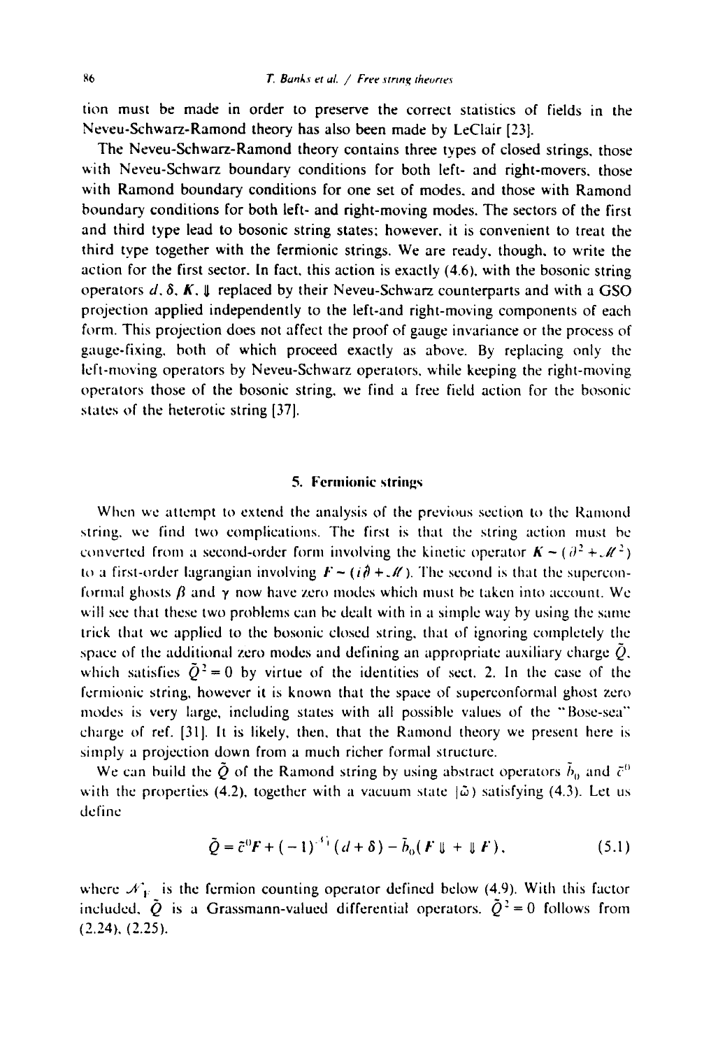tion must be made in order to preserve the correct statistics of fields in the Neveu-Schwarz-Ramond theory has also been made by LeClair [23].

The Neveu-Schwarz-Ramond theory contains three types of closed strings, those with Neveu-Schwarz boundary conditions for both left- and right-movers, those with Ramond boundary conditions for one set of modes, and those with Ramond boundary conditions for both left- and right-moving modes. The sectors of the first and third type lead to bosonic string states; however, it is convenient to treat the third type together with the fermionic strings. We are ready, though, to write the action for the first sector. In fact, this action is exactly (4.6), with the bosonic string operators $d$, $\delta$, $K$, $\Downarrow$ replaced by their Neveu-Schwarz counterparts and with a GSO projection applied independently to the left-and right-moving components of each form. This projection does not affect the proof of gauge invariance or the process of gauge-fixing, both of which proceed exactly as above. By replacing only the left-moving operators by Neveu-Schwarz operators, while keeping the right-moving operators those of the bosonic string, we find a free field action for the bosonic states of the heterotic string [37].

## 5. Fermionic strings

When we attempt to extend the analysis of the previous section to the Ramond string, we find two complications. The first is that the string action must be converted from a second-order form involving the kinetic operator $K \sim (\partial^2 + \mathcal{M}^2)$ to a first-order lagrangian involving $F \sim (i\partial + \mathcal{M})$. The second is that the superconformal ghosts $\beta$ and $\gamma$ now have zero modes which must be taken into account. We will see that these two problems can be dealt with in a simple way by using the same trick that we applied to the bosonic closed string, that of ignoring completely the space of the additional zero modes and defining an appropriate auxiliary charge $\tilde{Q}$, which satisfies $\tilde{Q}^2 = 0$ by virtue of the identities of sect. 2. In the case of the fermionic string, however it is known that the space of superconformal ghost zero modes is very large, including states with all possible values of the "Bose-sea" charge of ref. [31]. It is likely, then, that the Ramond theory we present here is simply a projection down from a much richer formal structure.

We can build the $\tilde{Q}$ of the Ramond string by using abstract operators $\tilde{b}_0$ and $\tilde{c}^0$ with the properties (4.2), together with a vacuum state $|\tilde{\omega}\rangle$ satisfying (4.3). Let us define

$$\tilde{Q} = \tilde{c}^0 F + (-1)^{\mathcal{N}_F}(d + \delta) - \tilde{b}_0(F \Downarrow + \Downarrow F), \tag{5.1}$$

where $\mathcal{N}_F$ is the fermion counting operator defined below (4.9). With this factor included, $\tilde{Q}$ is a Grassmann-valued differential operators. $\tilde{Q}^2 = 0$ follows from (2.24), (2.25).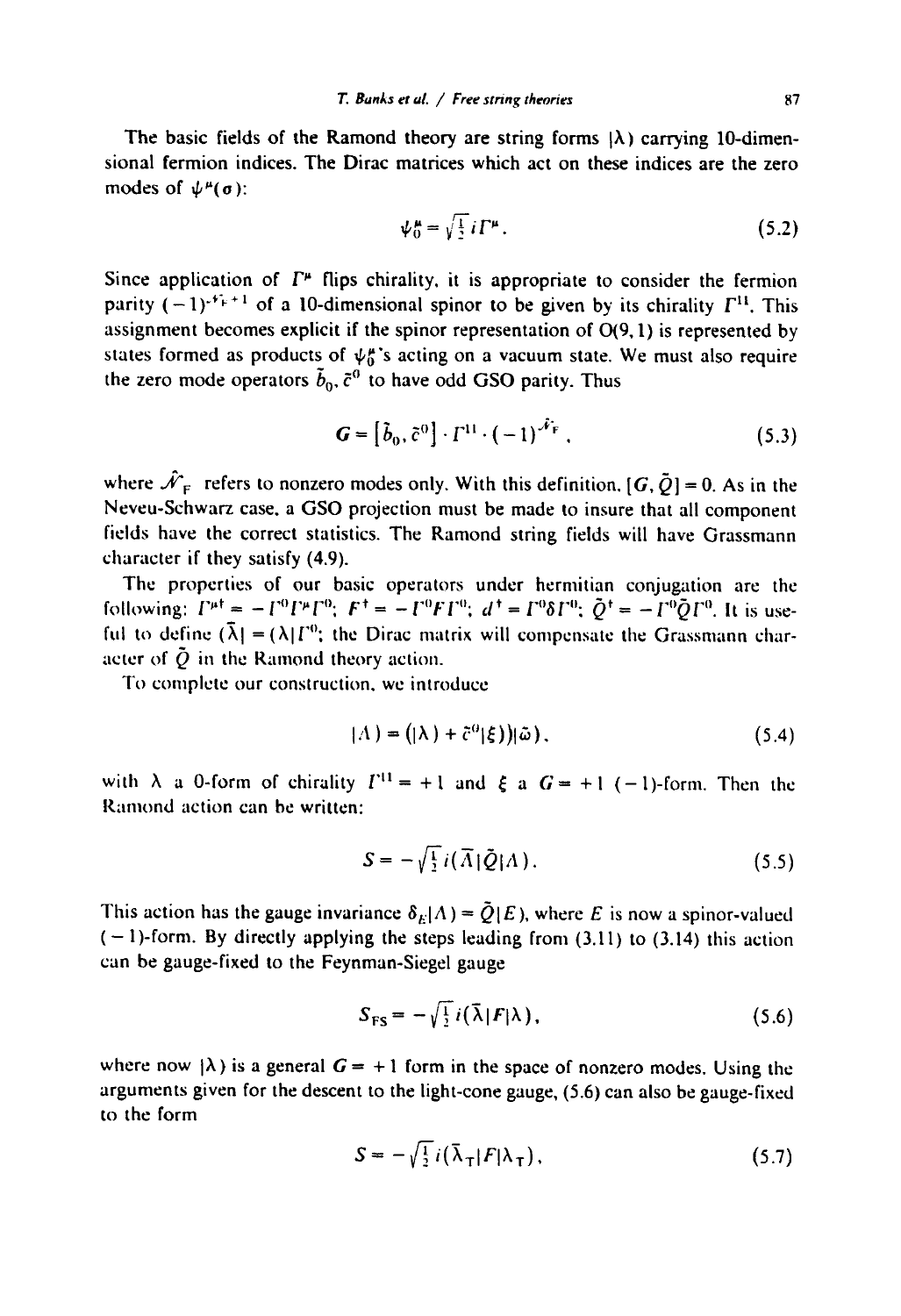The basic fields of the Ramond theory are string forms $|\lambda\rangle$ carrying 10-dimensional fermion indices. The Dirac matrices which act on these indices are the zero modes of $\psi^\mu(\sigma)$:

$$\psi_0^\mu = \sqrt{\tfrac{1}{2}}\, i\Gamma^\mu . \tag{5.2}$$

Since application of $\Gamma^\mu$ flips chirality, it is appropriate to consider the fermion parity $(-1)^{\mathcal{N}_F+1}$ of a 10-dimensional spinor to be given by its chirality $\Gamma^{11}$. This assignment becomes explicit if the spinor representation of O(9, 1) is represented by states formed as products of $\psi_0^\mu$'s acting on a vacuum state. We must also require the zero mode operators $\bar{b}_0, \bar{c}^0$ to have odd GSO parity. Thus

$$G = \left[\bar{b}_0, \bar{c}^0\right] \cdot \Gamma^{11} \cdot (-1)^{\hat{\mathcal{N}}_F}, \tag{5.3}$$

where $\hat{\mathcal{N}}_F$ refers to nonzero modes only. With this definition, $[G, \tilde{Q}] = 0$. As in the Neveu-Schwarz case, a GSO projection must be made to insure that all component fields have the correct statistics. The Ramond string fields will have Grassmann character if they satisfy (4.9).

The properties of our basic operators under hermitian conjugation are the following: $\Gamma^{\mu\dagger} = -\Gamma^0\Gamma^\mu\Gamma^0$; $F^\dagger = -\Gamma^0 F\Gamma^0$; $d^\dagger = \Gamma^0\delta\Gamma^0$; $\tilde{Q}^\dagger = -\Gamma^0\tilde{Q}\Gamma^0$. It is useful to define $(\bar{\lambda}| = (\lambda|\Gamma^0$; the Dirac matrix will compensate the Grassmann character of $\tilde{Q}$ in the Ramond theory action.

To complete our construction, we introduce

$$|\Lambda\rangle = \left(|\lambda\rangle + \bar{c}^0|\xi\rangle\right)|\bar{\omega}\rangle, \tag{5.4}$$

with $\lambda$ a 0-form of chirality $\Gamma^{11} = +1$ and $\xi$ a $G = +1$ $(-1)$-form. Then the Ramond action can be written:

$$S = -\sqrt{\tfrac{1}{2}}\, i(\bar{\Lambda}|\tilde{Q}|\Lambda). \tag{5.5}$$

This action has the gauge invariance $\delta_E|\Lambda\rangle = \tilde{Q}|E\rangle$, where $E$ is now a spinor-valued $(-1)$-form. By directly applying the steps leading from (3.11) to (3.14) this action can be gauge-fixed to the Feynman-Siegel gauge

$$S_{\mathrm{FS}} = -\sqrt{\tfrac{1}{2}}\, i(\bar{\lambda}|F|\lambda), \tag{5.6}$$

where now $|\lambda\rangle$ is a general $G = +1$ form in the space of nonzero modes. Using the arguments given for the descent to the light-cone gauge, (5.6) can also be gauge-fixed to the form

$$S = -\sqrt{\tfrac{1}{2}}\, i(\bar{\lambda}_{\mathrm{T}}|F|\lambda_{\mathrm{T}}), \tag{5.7}$$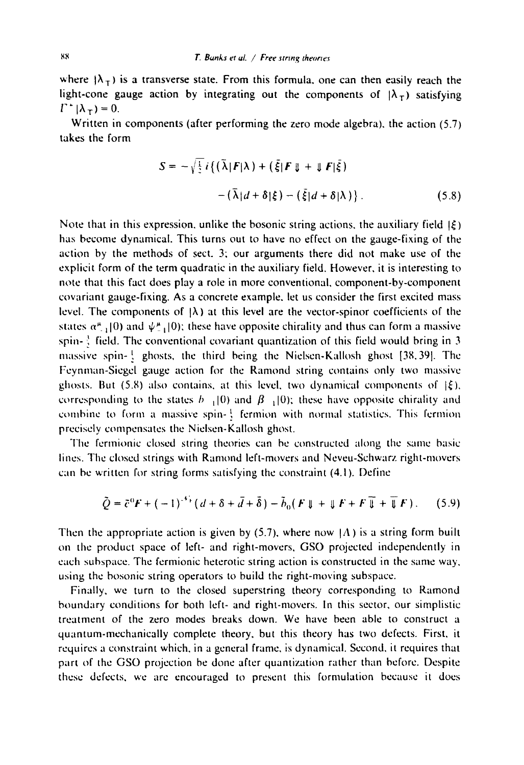where $|\lambda_T)$ is a transverse state. From this formula, one can then easily reach the light-cone gauge action by integrating out the components of $|\lambda_T)$ satisfying $\Gamma^+|\lambda_T) = 0$.

Written in components (after performing the zero mode algebra), the action (5.7) takes the form

$$S = -\sqrt{\tfrac{1}{2}}\, i\{(\bar{\lambda}|F|\lambda) + (\bar{\xi}|F \Downarrow + \Downarrow F|\bar{\xi}) - (\bar{\lambda}|d+\delta|\xi) - (\bar{\xi}|d+\delta|\lambda)\}. \tag{5.8}$$

Note that in this expression, unlike the bosonic string actions, the auxiliary field $|\xi)$ has become dynamical. This turns out to have no effect on the gauge-fixing of the action by the methods of sect. 3; our arguments there did not make use of the explicit form of the term quadratic in the auxiliary field. However, it is interesting to note that this fact does play a role in more conventional, component-by-component covariant gauge-fixing. As a concrete example, let us consider the first excited mass level. The components of $|\lambda)$ at this level are the vector-spinor coefficients of the states $\alpha^\mu_{-1}|0)$ and $\psi^\mu_{-1}|0)$; these have opposite chirality and thus can form a massive spin-$\frac{3}{2}$ field. The conventional covariant quantization of this field would bring in 3 massive spin-$\frac{1}{2}$ ghosts, the third being the Nielsen-Kallosh ghost [38, 39]. The Feynman-Siegel gauge action for the Ramond string contains only two massive ghosts. But (5.8) also contains, at this level, two dynamical components of $|\xi)$, corresponding to the states $b_{-1}|0)$ and $\beta_{-1}|0)$; these have opposite chirality and combine to form a massive spin-$\frac{1}{2}$ fermion with normal statistics. This fermion precisely compensates the Nielsen-Kallosh ghost.

The fermionic closed string theories can be constructed along the same basic lines. The closed strings with Ramond left-movers and Neveu-Schwarz right-movers can be written for string forms satisfying the constraint (4.1). Define

$$\tilde{Q} = \tilde{c}^0 F + (-1)^{A'}(d + \delta + \bar{d} + \bar{\delta}) - \tilde{b}_0(F \Downarrow + \Downarrow F + F\overline{\Downarrow} + \overline{\Downarrow} F). \tag{5.9}$$

Then the appropriate action is given by (5.7), where now $|A)$ is a string form built on the product space of left- and right-movers, GSO projected independently in each subspace. The fermionic heterotic string action is constructed in the same way, using the bosonic string operators to build the right-moving subspace.

Finally, we turn to the closed superstring theory corresponding to Ramond boundary conditions for both left- and right-movers. In this sector, our simplistic treatment of the zero modes breaks down. We have been able to construct a quantum-mechanically complete theory, but this theory has two defects. First, it requires a constraint which, in a general frame, is dynamical. Second, it requires that part of the GSO projection be done after quantization rather than before. Despite these defects, we are encouraged to present this formulation because it does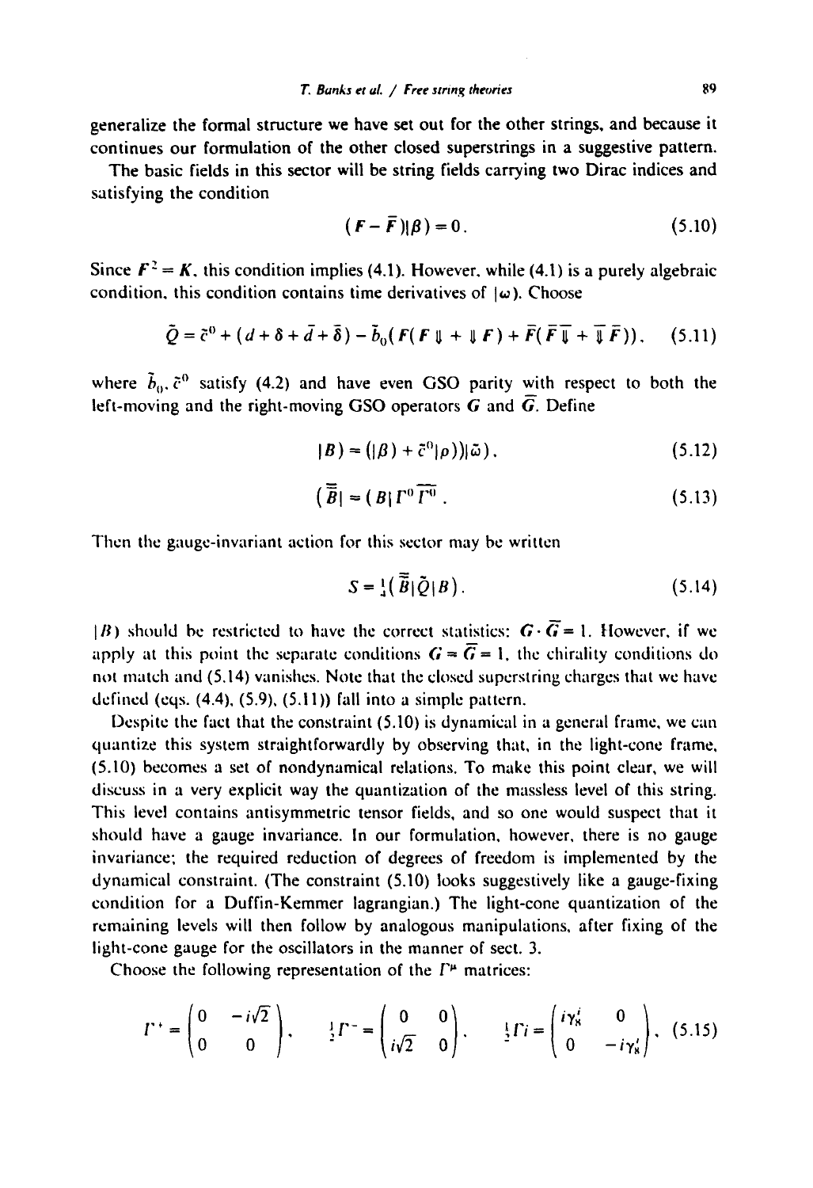generalize the formal structure we have set out for the other strings, and because it continues our formulation of the other closed superstrings in a suggestive pattern.

The basic fields in this sector will be string fields carrying two Dirac indices and satisfying the condition

$$(F - \bar{F})|\beta) = 0. \tag{5.10}$$

Since $F^2 = K$, this condition implies (4.1). However, while (4.1) is a purely algebraic condition, this condition contains time derivatives of $|\omega)$. Choose

$$\tilde{Q} = \tilde{c}^0 + (d + \delta + \bar{d} + \bar{\delta}) - \tilde{b}_0(F(F \Downarrow + \Downarrow F) + \bar{F}(\bar{F}\bar{\Downarrow} + \bar{\Downarrow}\bar{F})), \tag{5.11}$$

where $\tilde{b}_0, \tilde{c}^0$ satisfy (4.2) and have even GSO parity with respect to both the left-moving and the right-moving GSO operators $G$ and $\bar{G}$. Define

$$|B) = (|\beta) + \tilde{c}^0|\rho))|\tilde{\omega}), \tag{5.12}$$

$$(\bar{\bar{B}}| = (B|\Gamma^0\overline{\Gamma^0}. \tag{5.13}$$

Then the gauge-invariant action for this sector may be written

$$S = \tfrac{1}{4}(\bar{\bar{B}}|\tilde{Q}|B). \tag{5.14}$$

$|B)$ should be restricted to have the correct statistics: $G \cdot \bar{G} = 1$. However, if we apply at this point the separate conditions $G = \bar{G} = 1$, the chirality conditions do not match and (5.14) vanishes. Note that the closed superstring charges that we have defined (eqs. (4.4), (5.9), (5.11)) fall into a simple pattern.

Despite the fact that the constraint (5.10) is dynamical in a general frame, we can quantize this system straightforwardly by observing that, in the light-cone frame, (5.10) becomes a set of nondynamical relations. To make this point clear, we will discuss in a very explicit way the quantization of the massless level of this string. This level contains antisymmetric tensor fields, and so one would suspect that it should have a gauge invariance. In our formulation, however, there is no gauge invariance; the required reduction of degrees of freedom is implemented by the dynamical constraint. (The constraint (5.10) looks suggestively like a gauge-fixing condition for a Duffin-Kemmer lagrangian.) The light-cone quantization of the remaining levels will then follow by analogous manipulations, after fixing of the light-cone gauge for the oscillators in the manner of sect. 3.

Choose the following representation of the $\Gamma^\mu$ matrices:

$$\Gamma^+ = \begin{pmatrix} 0 & -i\sqrt{2} \\ 0 & 0 \end{pmatrix}, \quad \tfrac{1}{2}\Gamma^- = \begin{pmatrix} 0 & 0 \\ i\sqrt{2} & 0 \end{pmatrix}, \quad \tfrac{1}{2}\Gamma^i = \begin{pmatrix} i\gamma_8^i & 0 \\ 0 & -i\gamma_8^i \end{pmatrix}, \tag{5.15}$$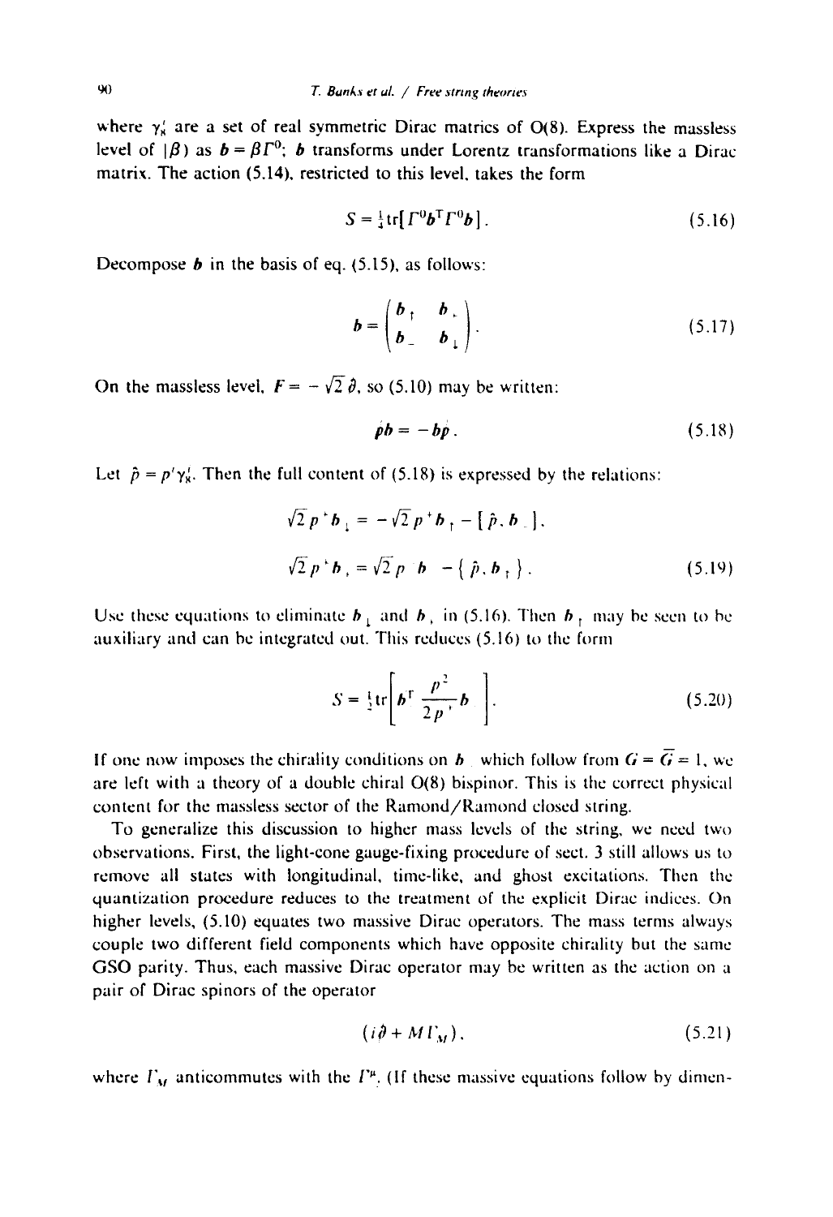where $\gamma^i_8$ are a set of real symmetric Dirac matrics of O(8). Express the massless level of $|\beta\rangle$ as $\boldsymbol{b} = \beta\Gamma^0$; $\boldsymbol{b}$ transforms under Lorentz transformations like a Dirac matrix. The action (5.14), restricted to this level, takes the form

$$S = \tfrac{1}{4}\mathrm{tr}[\Gamma^0 \boldsymbol{b}^{\mathrm{T}} \Gamma^0 \boldsymbol{b}]. \tag{5.16}$$

Decompose $\boldsymbol{b}$ in the basis of eq. (5.15), as follows:

$$\boldsymbol{b} = \begin{pmatrix} \boldsymbol{b}_{\uparrow} & \boldsymbol{b}_{+} \\ \boldsymbol{b}_{-} & \boldsymbol{b}_{\downarrow} \end{pmatrix}. \tag{5.17}$$

On the massless level, $F = -\sqrt{2}\,\partial\!\!\!/$, so (5.10) may be written:

$$p\!\!\!/\boldsymbol{b} = -\boldsymbol{b}p\!\!\!/\,. \tag{5.18}$$

Let $\hat{p} = p^i\gamma^i_8$. Then the full content of (5.18) is expressed by the relations:

$$\sqrt{2}\,p^{+}\boldsymbol{b}_{\downarrow} = -\sqrt{2}\,p^{+}\boldsymbol{b}_{\uparrow} - [\hat{p}, \boldsymbol{b}_{-}],$$

$$\sqrt{2}\,p^{+}\boldsymbol{b}_{+} = \sqrt{2}\,p^{-}\boldsymbol{b}_{-} - \{\hat{p}, \boldsymbol{b}_{\uparrow}\}. \tag{5.19}$$

Use these equations to eliminate $\boldsymbol{b}_{\downarrow}$ and $\boldsymbol{b}_{+}$ in (5.16). Then $\boldsymbol{b}_{\uparrow}$ may be seen to be auxiliary and can be integrated out. This reduces (5.16) to the form

$$S = \tfrac{1}{2}\mathrm{tr}\left[\boldsymbol{b}_{-}^{\mathrm{T}}\frac{p^2}{2p^{+}}\boldsymbol{b}_{-}\right]. \tag{5.20}$$

If one now imposes the chirality conditions on $\boldsymbol{b}_{-}$ which follow from $G = \bar{G} = 1$, we are left with a theory of a double chiral O(8) bispinor. This is the correct physical content for the massless sector of the Ramond/Ramond closed string.

To generalize this discussion to higher mass levels of the string, we need two observations. First, the light-cone gauge-fixing procedure of sect. 3 still allows us to remove all states with longitudinal, time-like, and ghost excitations. Then the quantization procedure reduces to the treatment of the explicit Dirac indices. On higher levels, (5.10) equates two massive Dirac operators. The mass terms always couple two different field components which have opposite chirality but the same GSO parity. Thus, each massive Dirac operator may be written as the action on a pair of Dirac spinors of the operator

$$(i\partial\!\!\!/ + M\Gamma_M), \tag{5.21}$$

where $\Gamma_M$ anticommutes with the $\Gamma^\mu$. (If these massive equations follow by dimen-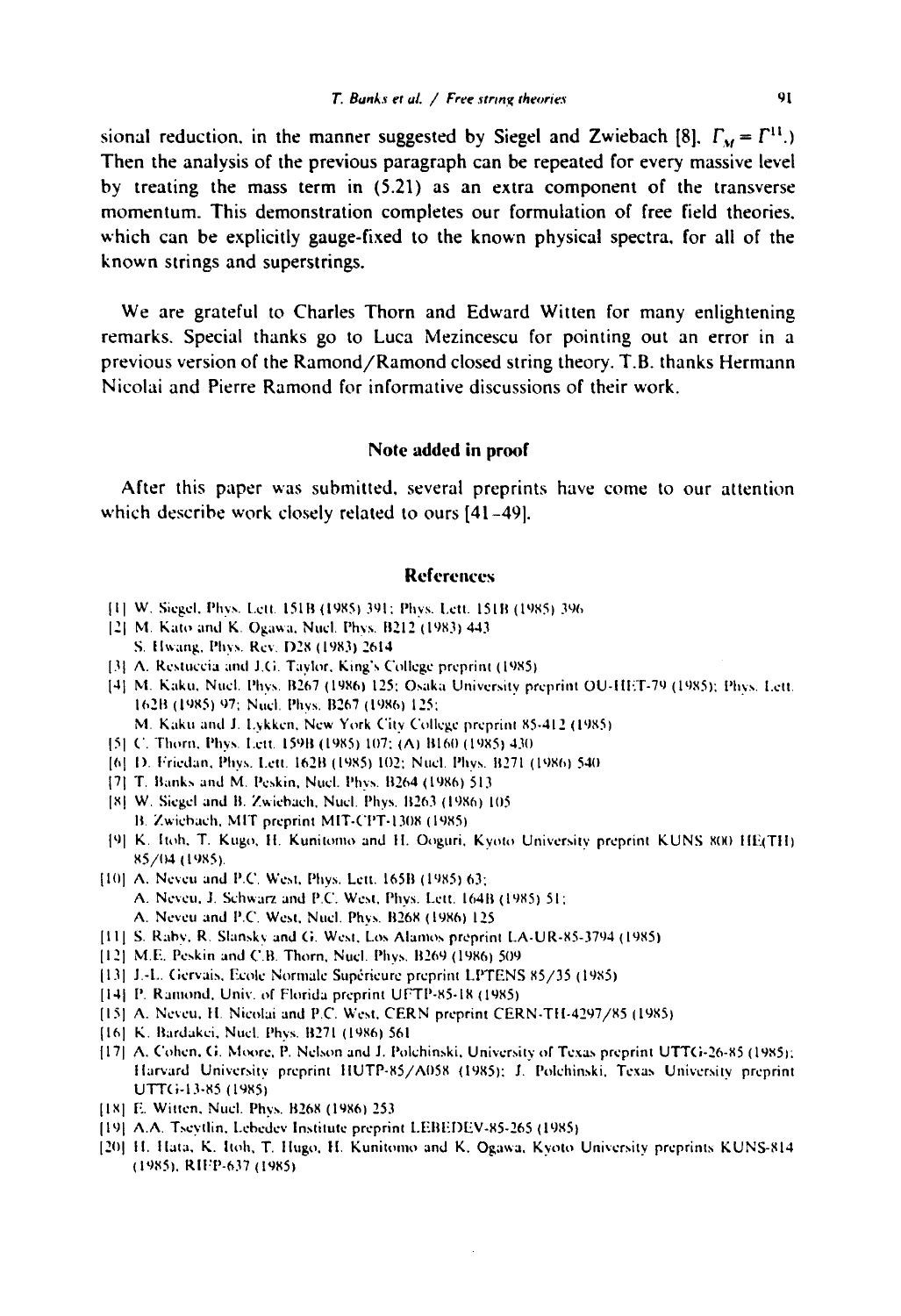sional reduction, in the manner suggested by Siegel and Zwiebach [8]. $\Gamma_M = \Gamma^{11}$.) Then the analysis of the previous paragraph can be repeated for every massive level by treating the mass term in (5.21) as an extra component of the transverse momentum. This demonstration completes our formulation of free field theories, which can be explicitly gauge-fixed to the known physical spectra, for all of the known strings and superstrings.

We are grateful to Charles Thorn and Edward Witten for many enlightening remarks. Special thanks go to Luca Mezincescu for pointing out an error in a previous version of the Ramond/Ramond closed string theory. T.B. thanks Hermann Nicolai and Pierre Ramond for informative discussions of their work.

## Note added in proof

After this paper was submitted, several preprints have come to our attention which describe work closely related to ours [41–49].

## References

[1] W. Siegel, Phys. Lett. 151B (1985) 391; Phys. Lett. 151B (1985) 396

[2] M. Kato and K. Ogawa, Nucl. Phys. B212 (1983) 443
S. Hwang, Phys. Rev. D28 (1983) 2614

[3] A. Restuccia and J.G. Taylor, King's College preprint (1985)

[4] M. Kaku, Nucl. Phys. B267 (1986) 125; Osaka University preprint OU-HET-79 (1985); Phys. Lett. 162B (1985) 97; Nucl. Phys. B267 (1986) 125;
M. Kaku and J. Lykken, New York City College preprint 85-412 (1985)

[5] C. Thorn, Phys. Lett. 159B (1985) 107; (A) B160 (1985) 430

[6] D. Friedan, Phys. Lett. 162B (1985) 102; Nucl. Phys. B271 (1986) 540

[7] T. Banks and M. Peskin, Nucl. Phys. B264 (1986) 513

[8] W. Siegel and B. Zwiebach, Nucl. Phys. B263 (1986) 105
B. Zwiebach, MIT preprint MIT-CPT-1308 (1985)

[9] K. Itoh, T. Kugo, H. Kunitomo and H. Ooguri, Kyoto University preprint KUNS 800 HE(TH) 85/04 (1985).

[10] A. Neveu and P.C. West, Phys. Lett. 165B (1985) 63;
A. Neveu, J. Schwarz and P.C. West, Phys. Lett. 164B (1985) 51;
A. Neveu and P.C. West, Nucl. Phys. B268 (1986) 125

[11] S. Raby, R. Slansky and G. West, Los Alamos preprint LA-UR-85-3794 (1985)

[12] M.E. Peskin and C.B. Thorn, Nucl. Phys. B269 (1986) 509

[13] J.-L. Gervais, Ecole Normale Supérieure preprint LPTENS 85/35 (1985)

[14] P. Ramond, Univ. of Florida preprint UFTP-85-18 (1985)

[15] A. Neveu, H. Nicolai and P.C. West, CERN preprint CERN-TH-4297/85 (1985)

[16] K. Bardakci, Nucl. Phys. B271 (1986) 561

[17] A. Cohen, G. Moore, P. Nelson and J. Polchinski, University of Texas preprint UTTG-26-85 (1985); Harvard University preprint HUTP-85/A058 (1985); J. Polchinski, Texas University preprint UTTG-13-85 (1985)

[18] E. Witten, Nucl. Phys. B268 (1986) 253

[19] A.A. Tseytlin, Lebedev Institute preprint LEBEDEV-85-265 (1985)

[20] H. Hata, K. Itoh, T. Hugo, H. Kunitomo and K. Ogawa, Kyoto University preprints KUNS-814 (1985), RIFP-637 (1985)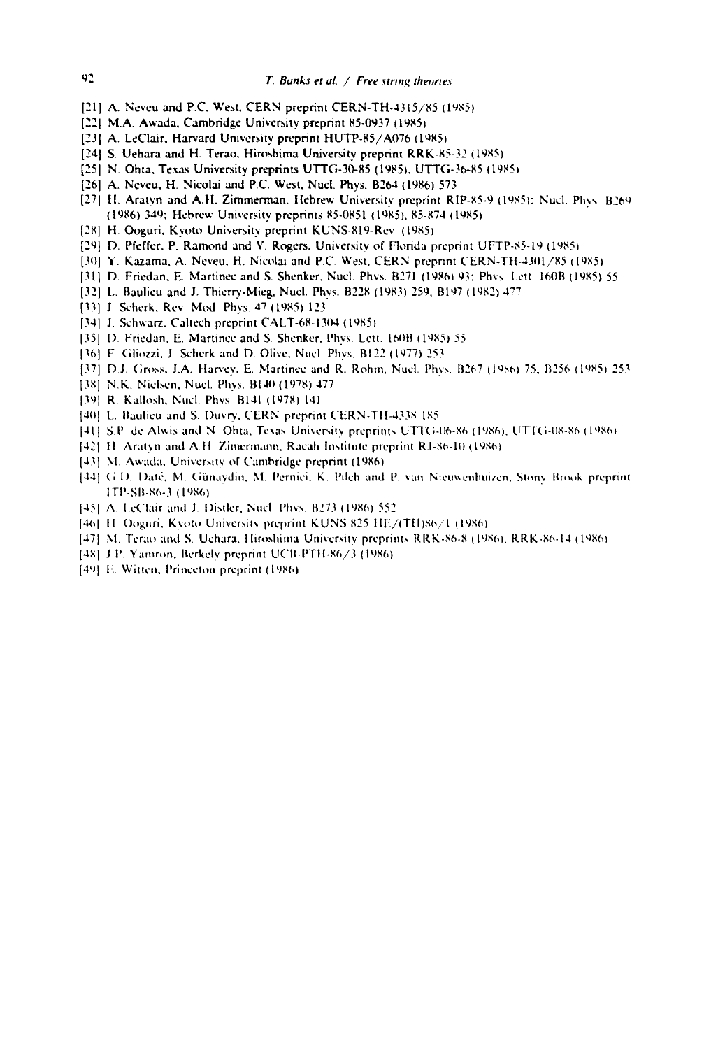[21] A. Neveu and P.C. West, CERN preprint CERN-TH-4315/85 (1985)
[22] M.A. Awada, Cambridge University preprint 85-0937 (1985)
[23] A. LeClair, Harvard University preprint HUTP-85/A076 (1985)
[24] S. Uehara and H. Terao, Hiroshima University preprint RRK-85-32 (1985)
[25] N. Ohta, Texas University preprints UTTG-30-85 (1985), UTTG-36-85 (1985)
[26] A. Neveu, H. Nicolai and P.C. West, Nucl. Phys. B264 (1986) 573
[27] H. Aratyn and A.H. Zimmerman, Hebrew University preprint RIP-85-9 (1985); Nucl. Phys. B269 (1986) 349; Hebrew University preprints 85-0851 (1985), 85-874 (1985)
[28] H. Ooguri, Kyoto University preprint KUNS-819-Rev. (1985)
[29] D. Pfeffer, P. Ramond and V. Rogers, University of Florida preprint UFTP-85-19 (1985)
[30] Y. Kazama, A. Neveu, H. Nicolai and P.C. West, CERN preprint CERN-TH-4301/85 (1985)
[31] D. Friedan, E. Martinec and S. Shenker, Nucl. Phys. B271 (1986) 93; Phys. Lett. 160B (1985) 55
[32] L. Baulieu and J. Thierry-Mieg, Nucl. Phys. B228 (1983) 259, B197 (1982) 477
[33] J. Scherk, Rev. Mod. Phys. 47 (1985) 123
[34] J. Schwarz, Caltech preprint CALT-68-1304 (1985)
[35] D. Friedan, E. Martinec and S. Shenker, Phys. Lett. 160B (1985) 55
[36] F. Gliozzi, J. Scherk and D. Olive, Nucl. Phys. B122 (1977) 253
[37] D.J. Gross, J.A. Harvey, E. Martinec and R. Rohm, Nucl. Phys. B267 (1986) 75, B256 (1985) 253
[38] N.K. Nielsen, Nucl. Phys. B140 (1978) 477
[39] R. Kallosh, Nucl. Phys. B141 (1978) 141
[40] L. Baulieu and S. Duvry, CERN preprint CERN-TH-4338 185
[41] S.P. de Alwis and N. Ohta, Texas University preprints UTTG-06-86 (1986), UTTG-08-86 (1986)
[42] H. Aratyn and A.H. Zimermann, Racah Institute preprint RJ-86-10 (1986)
[43] M. Awada, University of Cambridge preprint (1986)
[44] G.D. Daté, M. Günaydin, M. Pernici, K. Pilch and P. van Nieuwenhuizen, Stony Brook preprint ITP-SB-86-3 (1986)
[45] A. LeClair and J. Distler, Nucl. Phys. B273 (1986) 552
[46] H. Ooguri, Kyoto University preprint KUNS 825 HE/(TH)86/1 (1986)
[47] M. Terao and S. Uehara, Hiroshima University preprints RRK-86-8 (1986), RRK-86-14 (1986)
[48] J.P. Yamron, Berkely preprint UCB-PTH-86/3 (1986)
[49] E. Witten, Princeton preprint (1986)